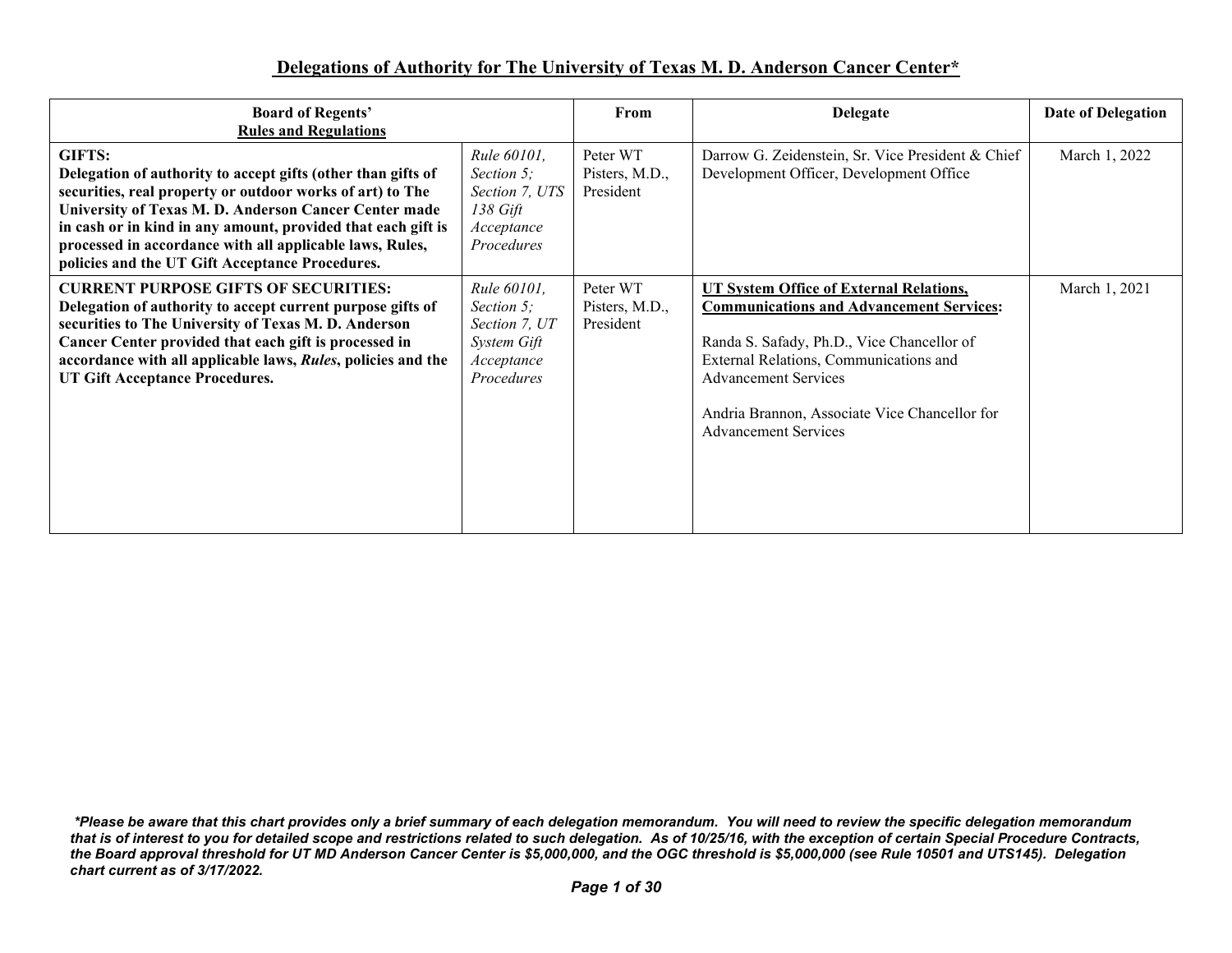# Delegations of Authority for The University of Texas M. D. Anderson Cancer Center*

| Board of Regents' Rules and Regulations | | From | Delegate | Date of Delegation |
|---|---|---|---|---|
| **GIFTS:** **Delegation of authority to accept gifts (other than gifts of securities, real property or outdoor works of art) to The University of Texas M. D. Anderson Cancer Center made in cash or in kind in any amount, provided that each gift is processed in accordance with all applicable laws, Rules, policies and the UT Gift Acceptance Procedures.** | *Rule 60101, Section 5; Section 7, UTS 138 Gift Acceptance Procedures* | Peter WT Pisters, M.D., President | Darrow G. Zeidenstein, Sr. Vice President & Chief Development Officer, Development Office | March 1, 2022 |
| **CURRENT PURPOSE GIFTS OF SECURITIES:** **Delegation of authority to accept current purpose gifts of securities to The University of Texas M. D. Anderson Cancer Center provided that each gift is processed in accordance with all applicable laws, *Rules*, policies and the UT Gift Acceptance Procedures.** | *Rule 60101, Section 5; Section 7, UT System Gift Acceptance Procedures* | Peter WT Pisters, M.D., President | **UT System Office of External Relations, Communications and Advancement Services:** Randa S. Safady, Ph.D., Vice Chancellor of External Relations, Communications and Advancement Services; Andria Brannon, Associate Vice Chancellor for Advancement Services | March 1, 2021 |

***Please be aware that this chart provides only a brief summary of each delegation memorandum. You will need to review the specific delegation memorandum that is of interest to you for detailed scope and restrictions related to such delegation. As of 10/25/16, with the exception of certain Special Procedure Contracts, the Board approval threshold for UT MD Anderson Cancer Center is $5,000,000, and the OGC threshold is $5,000,000 (see Rule 10501 and UTS145). Delegation chart current as of 3/17/2022.***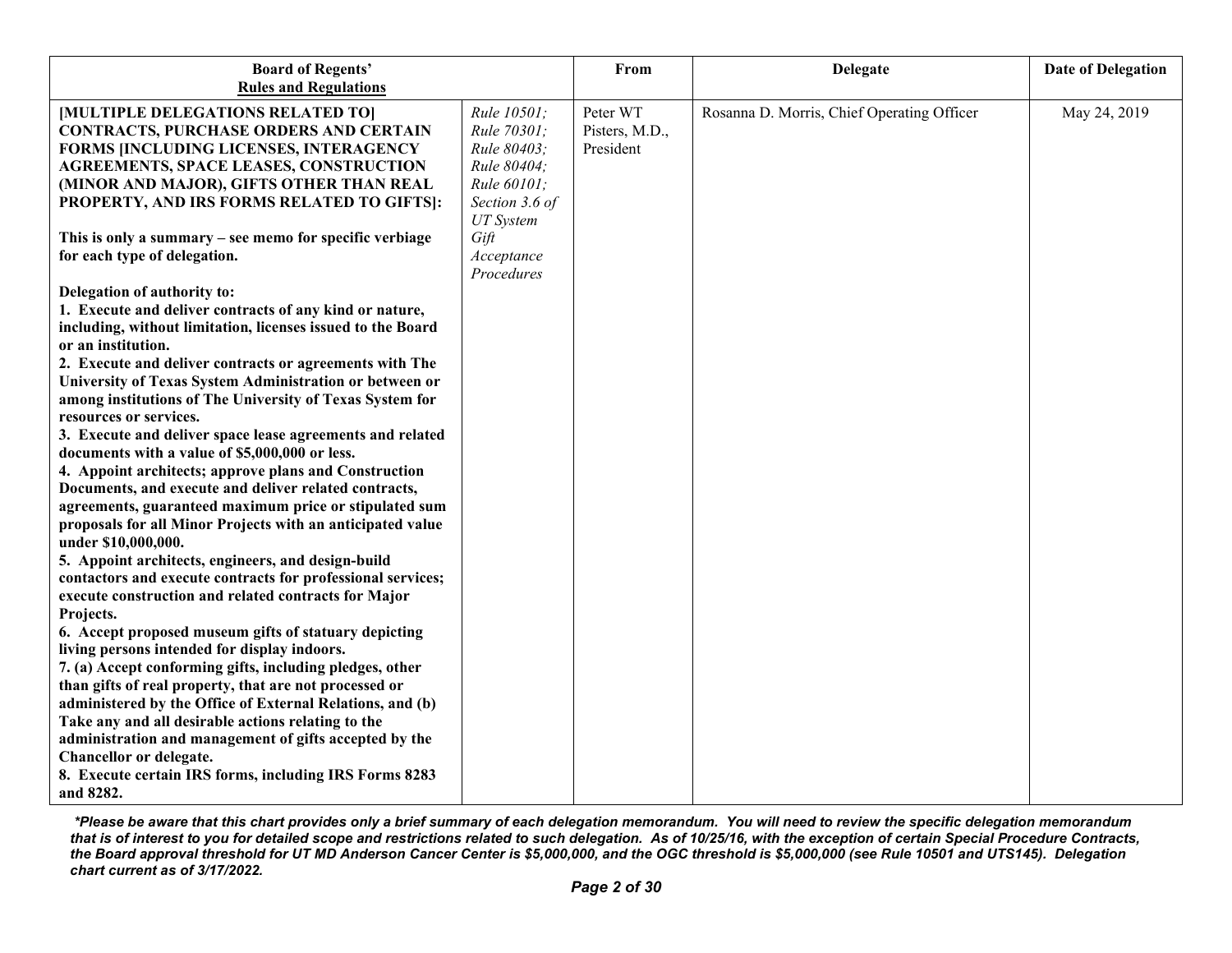| Board of Regents' Rules and Regulations | | From | Delegate | Date of Delegation |
|---|---|---|---|---|
| **[MULTIPLE DELEGATIONS RELATED TO] CONTRACTS, PURCHASE ORDERS AND CERTAIN FORMS [INCLUDING LICENSES, INTERAGENCY AGREEMENTS, SPACE LEASES, CONSTRUCTION (MINOR AND MAJOR), GIFTS OTHER THAN REAL PROPERTY, AND IRS FORMS RELATED TO GIFTS]:**<br><br>**This is only a summary – see memo for specific verbiage for each type of delegation.**<br><br>**Delegation of authority to:**<br>**1. Execute and deliver contracts of any kind or nature, including, without limitation, licenses issued to the Board or an institution.**<br>**2. Execute and deliver contracts or agreements with The University of Texas System Administration or between or among institutions of The University of Texas System for resources or services.**<br>**3. Execute and deliver space lease agreements and related documents with a value of $5,000,000 or less.**<br>**4. Appoint architects; approve plans and Construction Documents, and execute and deliver related contracts, agreements, guaranteed maximum price or stipulated sum proposals for all Minor Projects with an anticipated value under $10,000,000.**<br>**5. Appoint architects, engineers, and design-build contactors and execute contracts for professional services; execute construction and related contracts for Major Projects.**<br>**6. Accept proposed museum gifts of statuary depicting living persons intended for display indoors.**<br>**7. (a) Accept conforming gifts, including pledges, other than gifts of real property, that are not processed or administered by the Office of External Relations, and (b) Take any and all desirable actions relating to the administration and management of gifts accepted by the Chancellor or delegate.**<br>**8. Execute certain IRS forms, including IRS Forms 8283 and 8282.** | *Rule 10501; Rule 70301; Rule 80403; Rule 80404; Rule 60101; Section 3.6 of UT System Gift Acceptance Procedures* | Peter WT Pisters, M.D., President | Rosanna D. Morris, Chief Operating Officer | May 24, 2019 |

***Please be aware that this chart provides only a brief summary of each delegation memorandum. You will need to review the specific delegation memorandum that is of interest to you for detailed scope and restrictions related to such delegation. As of 10/25/16, with the exception of certain Special Procedure Contracts, the Board approval threshold for UT MD Anderson Cancer Center is $5,000,000, and the OGC threshold is $5,000,000 (see Rule 10501 and UTS145). Delegation chart current as of 3/17/2022.***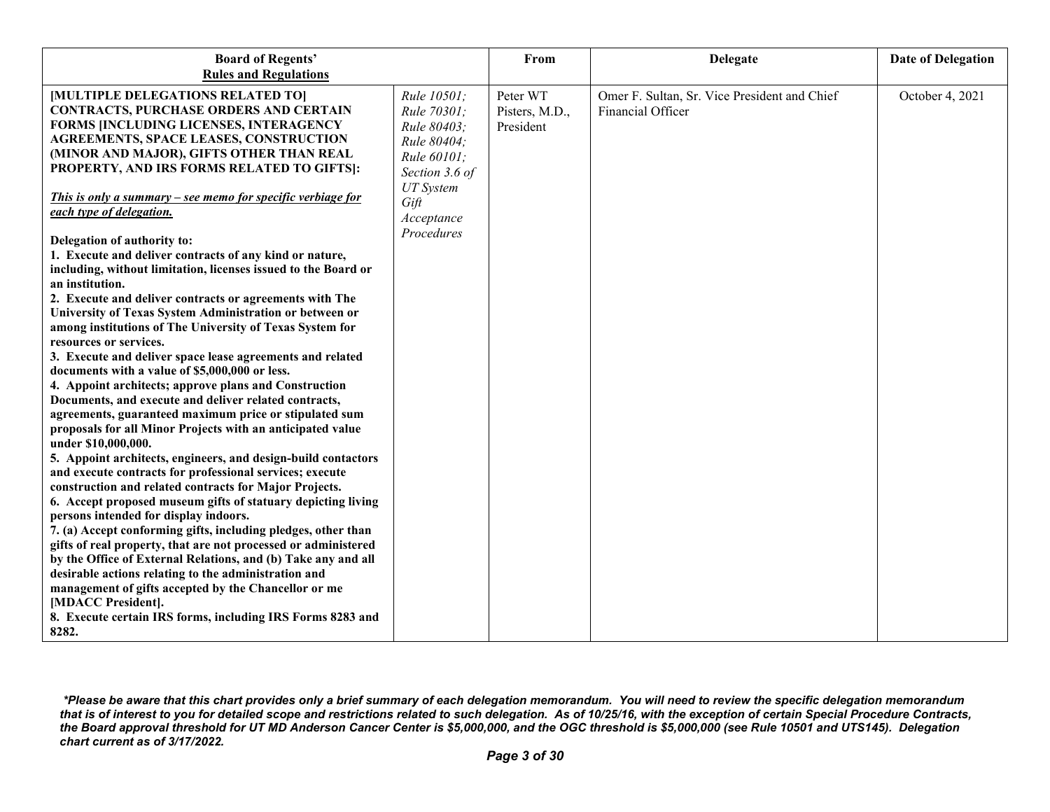| Board of Regents' Rules and Regulations | | From | Delegate | Date of Delegation |
|---|---|---|---|---|
| **[MULTIPLE DELEGATIONS RELATED TO] CONTRACTS, PURCHASE ORDERS AND CERTAIN FORMS [INCLUDING LICENSES, INTERAGENCY AGREEMENTS, SPACE LEASES, CONSTRUCTION (MINOR AND MAJOR), GIFTS OTHER THAN REAL PROPERTY, AND IRS FORMS RELATED TO GIFTS]:**<br><br>***This is only a summary – see memo for specific verbiage for each type of delegation.***<br><br>**Delegation of authority to:**<br>**1. Execute and deliver contracts of any kind or nature, including, without limitation, licenses issued to the Board or an institution.**<br>**2. Execute and deliver contracts or agreements with The University of Texas System Administration or between or among institutions of The University of Texas System for resources or services.**<br>**3. Execute and deliver space lease agreements and related documents with a value of $5,000,000 or less.**<br>**4. Appoint architects; approve plans and Construction Documents, and execute and deliver related contracts, agreements, guaranteed maximum price or stipulated sum proposals for all Minor Projects with an anticipated value under $10,000,000.**<br>**5. Appoint architects, engineers, and design-build contactors and execute contracts for professional services; execute construction and related contracts for Major Projects.**<br>**6. Accept proposed museum gifts of statuary depicting living persons intended for display indoors.**<br>**7. (a) Accept conforming gifts, including pledges, other than gifts of real property, that are not processed or administered by the Office of External Relations, and (b) Take any and all desirable actions relating to the administration and management of gifts accepted by the Chancellor or me [MDACC President].**<br>**8. Execute certain IRS forms, including IRS Forms 8283 and 8282.** | *Rule 10501; Rule 70301; Rule 80403; Rule 80404; Rule 60101; Section 3.6 of UT System Gift Acceptance Procedures* | Peter WT Pisters, M.D., President | Omer F. Sultan, Sr. Vice President and Chief Financial Officer | October 4, 2021 |

***\*Please be aware that this chart provides only a brief summary of each delegation memorandum. You will need to review the specific delegation memorandum that is of interest to you for detailed scope and restrictions related to such delegation. As of 10/25/16, with the exception of certain Special Procedure Contracts, the Board approval threshold for UT MD Anderson Cancer Center is $5,000,000, and the OGC threshold is $5,000,000 (see Rule 10501 and UTS145). Delegation chart current as of 3/17/2022.***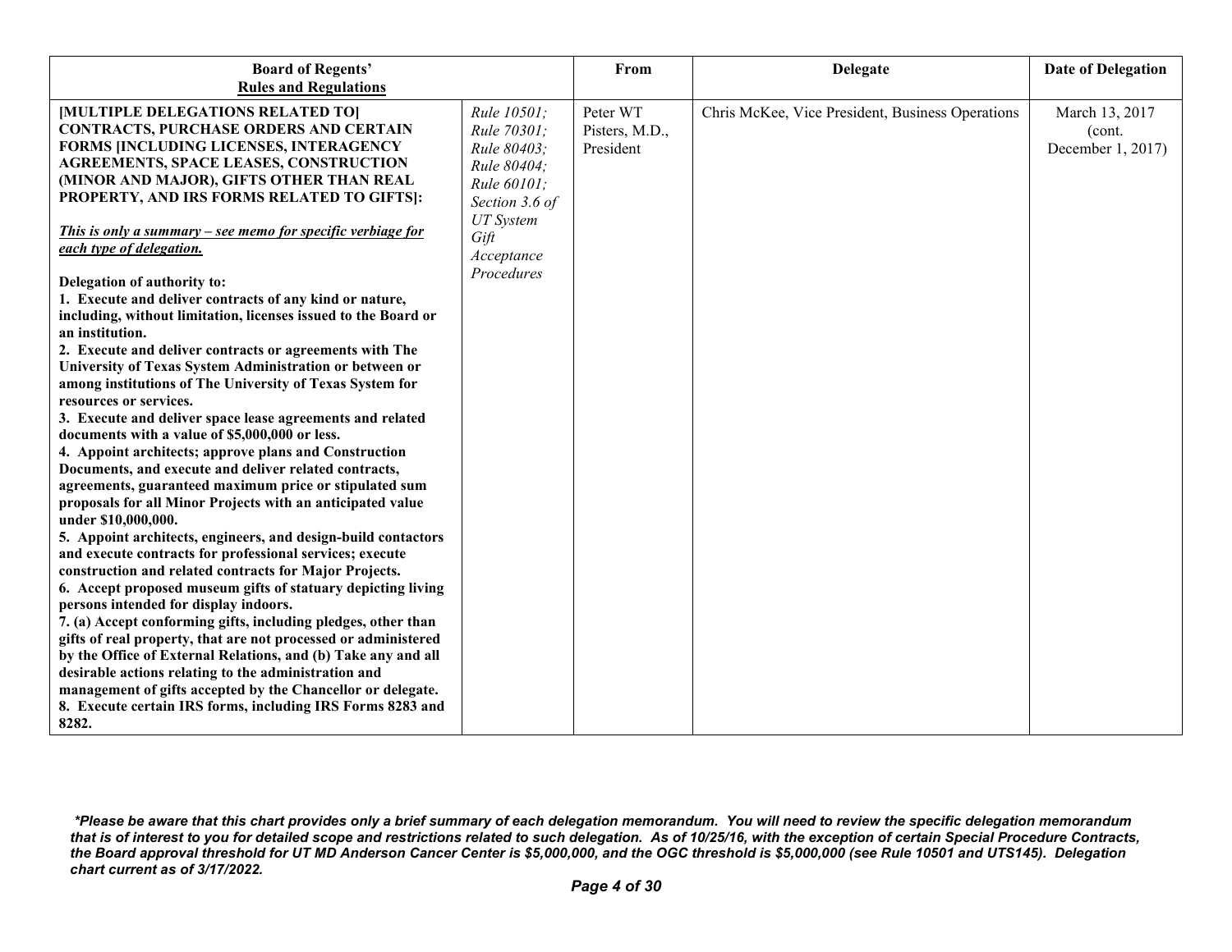| Board of Regents' Rules and Regulations | | From | Delegate | Date of Delegation |
|---|---|---|---|---|
| **[MULTIPLE DELEGATIONS RELATED TO] CONTRACTS, PURCHASE ORDERS AND CERTAIN FORMS [INCLUDING LICENSES, INTERAGENCY AGREEMENTS, SPACE LEASES, CONSTRUCTION (MINOR AND MAJOR), GIFTS OTHER THAN REAL PROPERTY, AND IRS FORMS RELATED TO GIFTS]:**<br><br>***This is only a summary – see memo for specific verbiage for each type of delegation.***<br><br>**Delegation of authority to:**<br>**1. Execute and deliver contracts of any kind or nature, including, without limitation, licenses issued to the Board or an institution.**<br>**2. Execute and deliver contracts or agreements with The University of Texas System Administration or between or among institutions of The University of Texas System for resources or services.**<br>**3. Execute and deliver space lease agreements and related documents with a value of $5,000,000 or less.**<br>**4. Appoint architects; approve plans and Construction Documents, and execute and deliver related contracts, agreements, guaranteed maximum price or stipulated sum proposals for all Minor Projects with an anticipated value under $10,000,000.**<br>**5. Appoint architects, engineers, and design-build contactors and execute contracts for professional services; execute construction and related contracts for Major Projects.**<br>**6. Accept proposed museum gifts of statuary depicting living persons intended for display indoors.**<br>**7. (a) Accept conforming gifts, including pledges, other than gifts of real property, that are not processed or administered by the Office of External Relations, and (b) Take any and all desirable actions relating to the administration and management of gifts accepted by the Chancellor or delegate.**<br>**8. Execute certain IRS forms, including IRS Forms 8283 and 8282.** | *Rule 10501; Rule 70301; Rule 80403; Rule 80404; Rule 60101; Section 3.6 of UT System Gift Acceptance Procedures* | Peter WT Pisters, M.D., President | Chris McKee, Vice President, Business Operations | March 13, 2017 (cont. December 1, 2017) |

***Please be aware that this chart provides only a brief summary of each delegation memorandum. You will need to review the specific delegation memorandum that is of interest to you for detailed scope and restrictions related to such delegation. As of 10/25/16, with the exception of certain Special Procedure Contracts, the Board approval threshold for UT MD Anderson Cancer Center is $5,000,000, and the OGC threshold is $5,000,000 (see Rule 10501 and UTS145). Delegation chart current as of 3/17/2022.***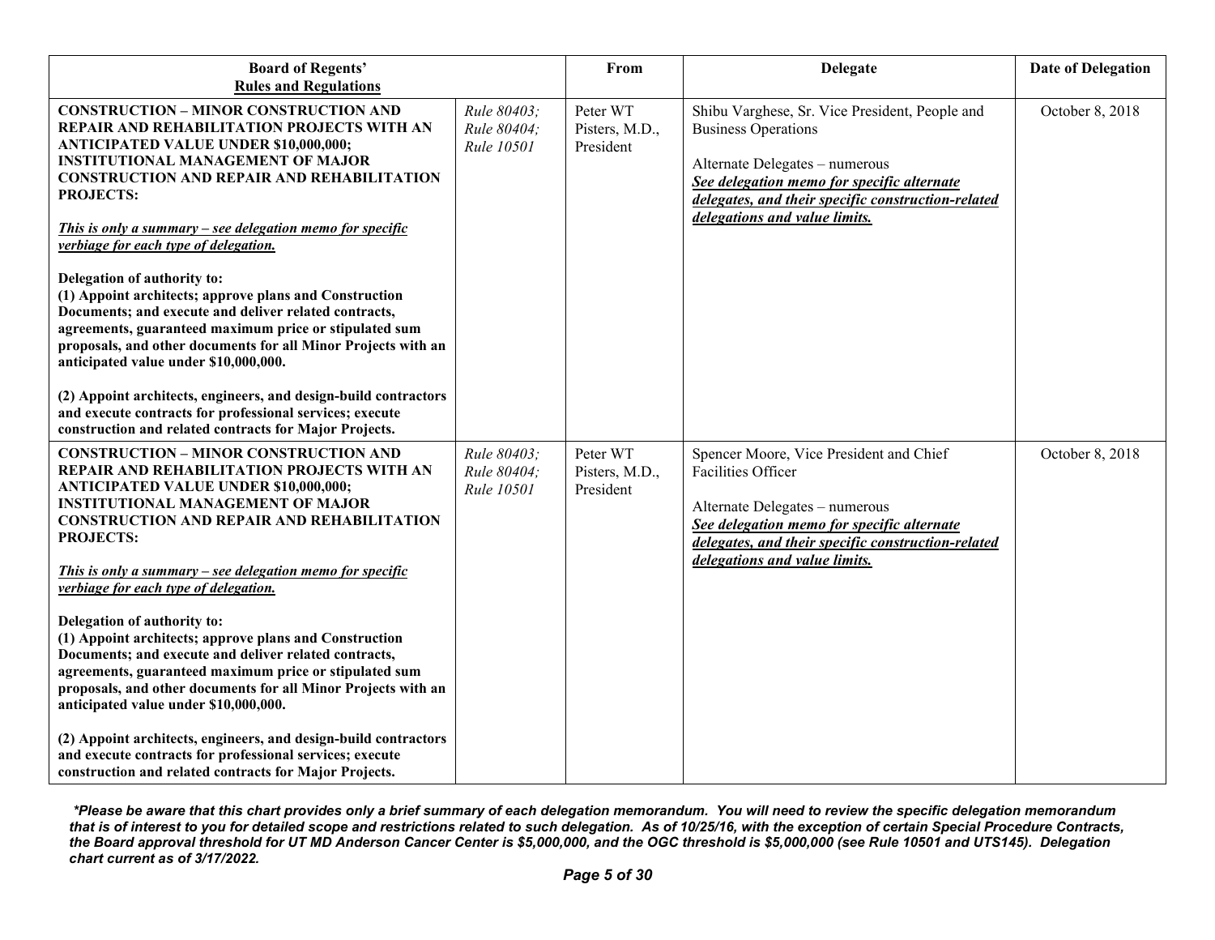| Board of Regents' Rules and Regulations | | From | Delegate | Date of Delegation |
|---|---|---|---|---|
| **CONSTRUCTION – MINOR CONSTRUCTION AND REPAIR AND REHABILITATION PROJECTS WITH AN ANTICIPATED VALUE UNDER $10,000,000; INSTITUTIONAL MANAGEMENT OF MAJOR CONSTRUCTION AND REPAIR AND REHABILITATION PROJECTS:**<br><br>***This is only a summary – see delegation memo for specific verbiage for each type of delegation.***<br><br>**Delegation of authority to:**<br>**(1) Appoint architects; approve plans and Construction Documents; and execute and deliver related contracts, agreements, guaranteed maximum price or stipulated sum proposals, and other documents for all Minor Projects with an anticipated value under $10,000,000.**<br><br>**(2) Appoint architects, engineers, and design-build contractors and execute contracts for professional services; execute construction and related contracts for Major Projects.** | *Rule 80403; Rule 80404; Rule 10501* | Peter WT Pisters, M.D., President | Shibu Varghese, Sr. Vice President, People and Business Operations<br><br>Alternate Delegates – numerous<br>***See delegation memo for specific alternate delegates, and their specific construction-related delegations and value limits.*** | October 8, 2018 |
| **CONSTRUCTION – MINOR CONSTRUCTION AND REPAIR AND REHABILITATION PROJECTS WITH AN ANTICIPATED VALUE UNDER $10,000,000; INSTITUTIONAL MANAGEMENT OF MAJOR CONSTRUCTION AND REPAIR AND REHABILITATION PROJECTS:**<br><br>***This is only a summary – see delegation memo for specific verbiage for each type of delegation.***<br><br>**Delegation of authority to:**<br>**(1) Appoint architects; approve plans and Construction Documents; and execute and deliver related contracts, agreements, guaranteed maximum price or stipulated sum proposals, and other documents for all Minor Projects with an anticipated value under $10,000,000.**<br><br>**(2) Appoint architects, engineers, and design-build contractors and execute contracts for professional services; execute construction and related contracts for Major Projects.** | *Rule 80403; Rule 80404; Rule 10501* | Peter WT Pisters, M.D., President | Spencer Moore, Vice President and Chief Facilities Officer<br><br>Alternate Delegates – numerous<br>***See delegation memo for specific alternate delegates, and their specific construction-related delegations and value limits.*** | October 8, 2018 |

***Please be aware that this chart provides only a brief summary of each delegation memorandum. You will need to review the specific delegation memorandum that is of interest to you for detailed scope and restrictions related to such delegation. As of 10/25/16, with the exception of certain Special Procedure Contracts, the Board approval threshold for UT MD Anderson Cancer Center is $5,000,000, and the OGC threshold is $5,000,000 (see Rule 10501 and UTS145). Delegation chart current as of 3/17/2022.***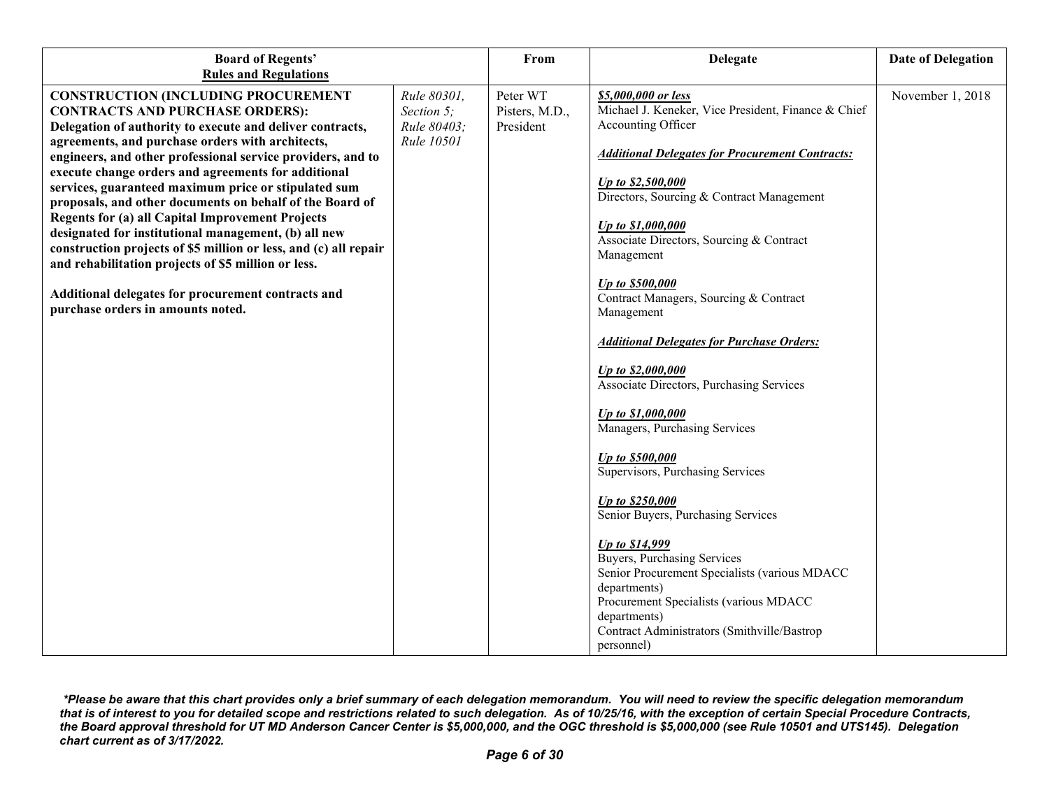| Board of Regents' Rules and Regulations | | From | Delegate | Date of Delegation |
|---|---|---|---|---|
| **CONSTRUCTION (INCLUDING PROCUREMENT CONTRACTS AND PURCHASE ORDERS): Delegation of authority to execute and deliver contracts, agreements, and purchase orders with architects, engineers, and other professional service providers, and to execute change orders and agreements for additional services, guaranteed maximum price or stipulated sum proposals, and other documents on behalf of the Board of Regents for (a) all Capital Improvement Projects designated for institutional management, (b) all new construction projects of \$5 million or less, and (c) all repair and rehabilitation projects of \$5 million or less.**<br><br>**Additional delegates for procurement contracts and purchase orders in amounts noted.** | *Rule 80301, Section 5; Rule 80403; Rule 10501* | Peter WT Pisters, M.D., President | ***\$5,000,000 or less***<br>Michael J. Keneker, Vice President, Finance & Chief Accounting Officer<br><br>***Additional Delegates for Procurement Contracts:***<br><br>***Up to \$2,500,000***<br>Directors, Sourcing & Contract Management<br><br>***Up to \$1,000,000***<br>Associate Directors, Sourcing & Contract Management<br><br>***Up to \$500,000***<br>Contract Managers, Sourcing & Contract Management<br><br>***Additional Delegates for Purchase Orders:***<br><br>***Up to \$2,000,000***<br>Associate Directors, Purchasing Services<br><br>***Up to \$1,000,000***<br>Managers, Purchasing Services<br><br>***Up to \$500,000***<br>Supervisors, Purchasing Services<br><br>***Up to \$250,000***<br>Senior Buyers, Purchasing Services<br><br>***Up to \$14,999***<br>Buyers, Purchasing Services<br>Senior Procurement Specialists (various MDACC departments)<br>Procurement Specialists (various MDACC departments)<br>Contract Administrators (Smithville/Bastrop personnel) | November 1, 2018 |

***Please be aware that this chart provides only a brief summary of each delegation memorandum. You will need to review the specific delegation memorandum that is of interest to you for detailed scope and restrictions related to such delegation. As of 10/25/16, with the exception of certain Special Procedure Contracts, the Board approval threshold for UT MD Anderson Cancer Center is \$5,000,000, and the OGC threshold is \$5,000,000 (see Rule 10501 and UTS145). Delegation chart current as of 3/17/2022.**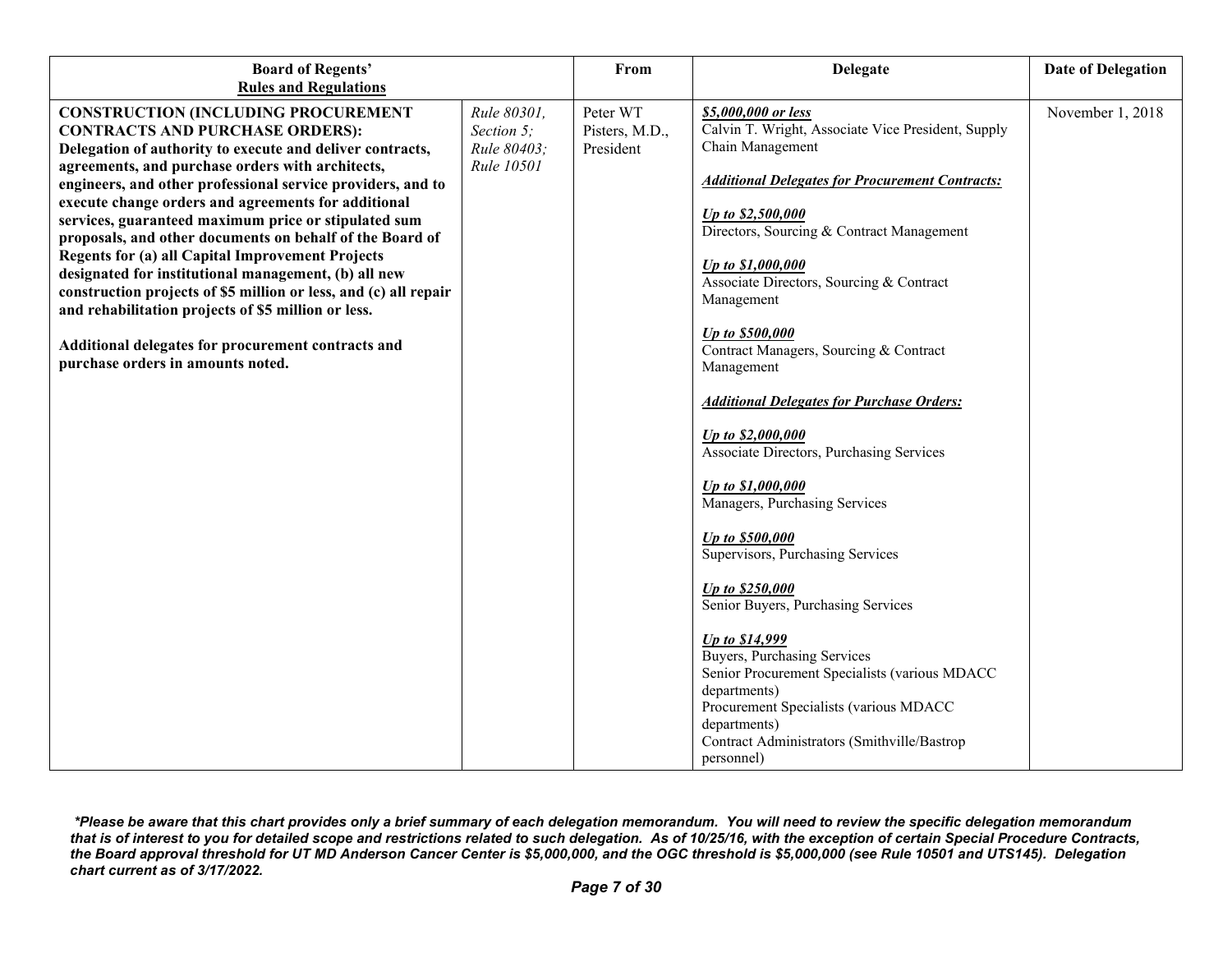| Board of Regents' Rules and Regulations | | From | Delegate | Date of Delegation |
|---|---|---|---|---|
| **CONSTRUCTION (INCLUDING PROCUREMENT CONTRACTS AND PURCHASE ORDERS): Delegation of authority to execute and deliver contracts, agreements, and purchase orders with architects, engineers, and other professional service providers, and to execute change orders and agreements for additional services, guaranteed maximum price or stipulated sum proposals, and other documents on behalf of the Board of Regents for (a) all Capital Improvement Projects designated for institutional management, (b) all new construction projects of $5 million or less, and (c) all repair and rehabilitation projects of $5 million or less.**<br><br>**Additional delegates for procurement contracts and purchase orders in amounts noted.** | *Rule 80301, Section 5; Rule 80403; Rule 10501* | Peter WT Pisters, M.D., President | ***$5,000,000 or less***<br>Calvin T. Wright, Associate Vice President, Supply Chain Management<br><br>***Additional Delegates for Procurement Contracts:***<br><br>***Up to $2,500,000***<br>Directors, Sourcing & Contract Management<br><br>***Up to $1,000,000***<br>Associate Directors, Sourcing & Contract Management<br><br>***Up to $500,000***<br>Contract Managers, Sourcing & Contract Management<br><br>***Additional Delegates for Purchase Orders:***<br><br>***Up to $2,000,000***<br>Associate Directors, Purchasing Services<br><br>***Up to $1,000,000***<br>Managers, Purchasing Services<br><br>***Up to $500,000***<br>Supervisors, Purchasing Services<br><br>***Up to $250,000***<br>Senior Buyers, Purchasing Services<br><br>***Up to $14,999***<br>Buyers, Purchasing Services<br>Senior Procurement Specialists (various MDACC departments)<br>Procurement Specialists (various MDACC departments)<br>Contract Administrators (Smithville/Bastrop personnel) | November 1, 2018 |

***Please be aware that this chart provides only a brief summary of each delegation memorandum. You will need to review the specific delegation memorandum that is of interest to you for detailed scope and restrictions related to such delegation. As of 10/25/16, with the exception of certain Special Procedure Contracts, the Board approval threshold for UT MD Anderson Cancer Center is $5,000,000, and the OGC threshold is $5,000,000 (see Rule 10501 and UTS145). Delegation chart current as of 3/17/2022.***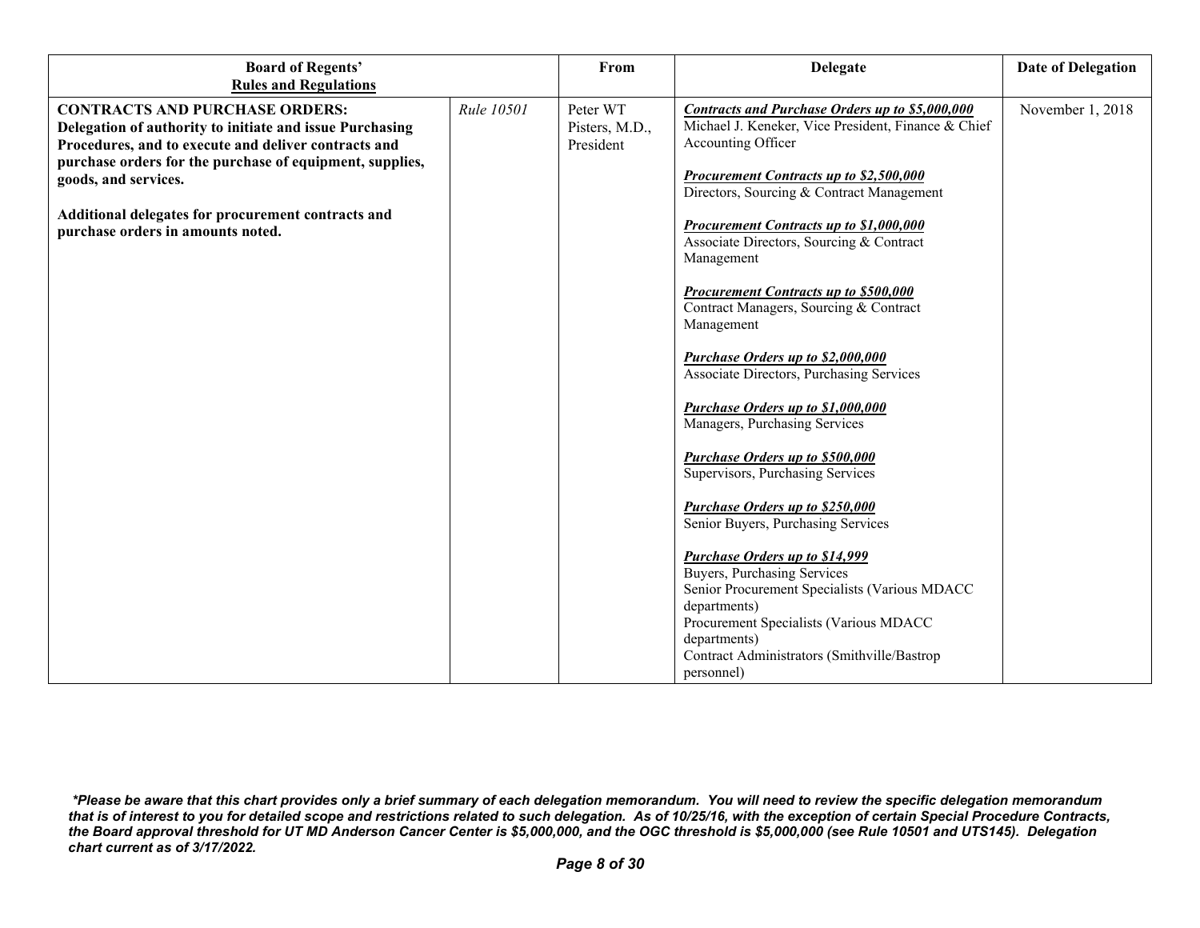| Board of Regents' <u>Rules and Regulations</u> | | From | Delegate | Date of Delegation |
|---|---|---|---|---|
| **CONTRACTS AND PURCHASE ORDERS: Delegation of authority to initiate and issue Purchasing Procedures, and to execute and deliver contracts and purchase orders for the purchase of equipment, supplies, goods, and services.**<br><br>**Additional delegates for procurement contracts and purchase orders in amounts noted.** | *Rule 10501* | Peter WT Pisters, M.D., President | ***<u>Contracts and Purchase Orders up to $5,000,000</u>***<br>Michael J. Keneker, Vice President, Finance & Chief Accounting Officer<br><br>***<u>Procurement Contracts up to $2,500,000</u>***<br>Directors, Sourcing & Contract Management<br><br>***<u>Procurement Contracts up to $1,000,000</u>***<br>Associate Directors, Sourcing & Contract Management<br><br>***<u>Procurement Contracts up to $500,000</u>***<br>Contract Managers, Sourcing & Contract Management<br><br>***<u>Purchase Orders up to $2,000,000</u>***<br>Associate Directors, Purchasing Services<br><br>***<u>Purchase Orders up to $1,000,000</u>***<br>Managers, Purchasing Services<br><br>***<u>Purchase Orders up to $500,000</u>***<br>Supervisors, Purchasing Services<br><br>***<u>Purchase Orders up to $250,000</u>***<br>Senior Buyers, Purchasing Services<br><br>***<u>Purchase Orders up to $14,999</u>***<br>Buyers, Purchasing Services<br>Senior Procurement Specialists (Various MDACC departments)<br>Procurement Specialists (Various MDACC departments)<br>Contract Administrators (Smithville/Bastrop personnel) | November 1, 2018 |

***Please be aware that this chart provides only a brief summary of each delegation memorandum. You will need to review the specific delegation memorandum that is of interest to you for detailed scope and restrictions related to such delegation. As of 10/25/16, with the exception of certain Special Procedure Contracts, the Board approval threshold for UT MD Anderson Cancer Center is $5,000,000, and the OGC threshold is $5,000,000 (see Rule 10501 and UTS145). Delegation chart current as of 3/17/2022.***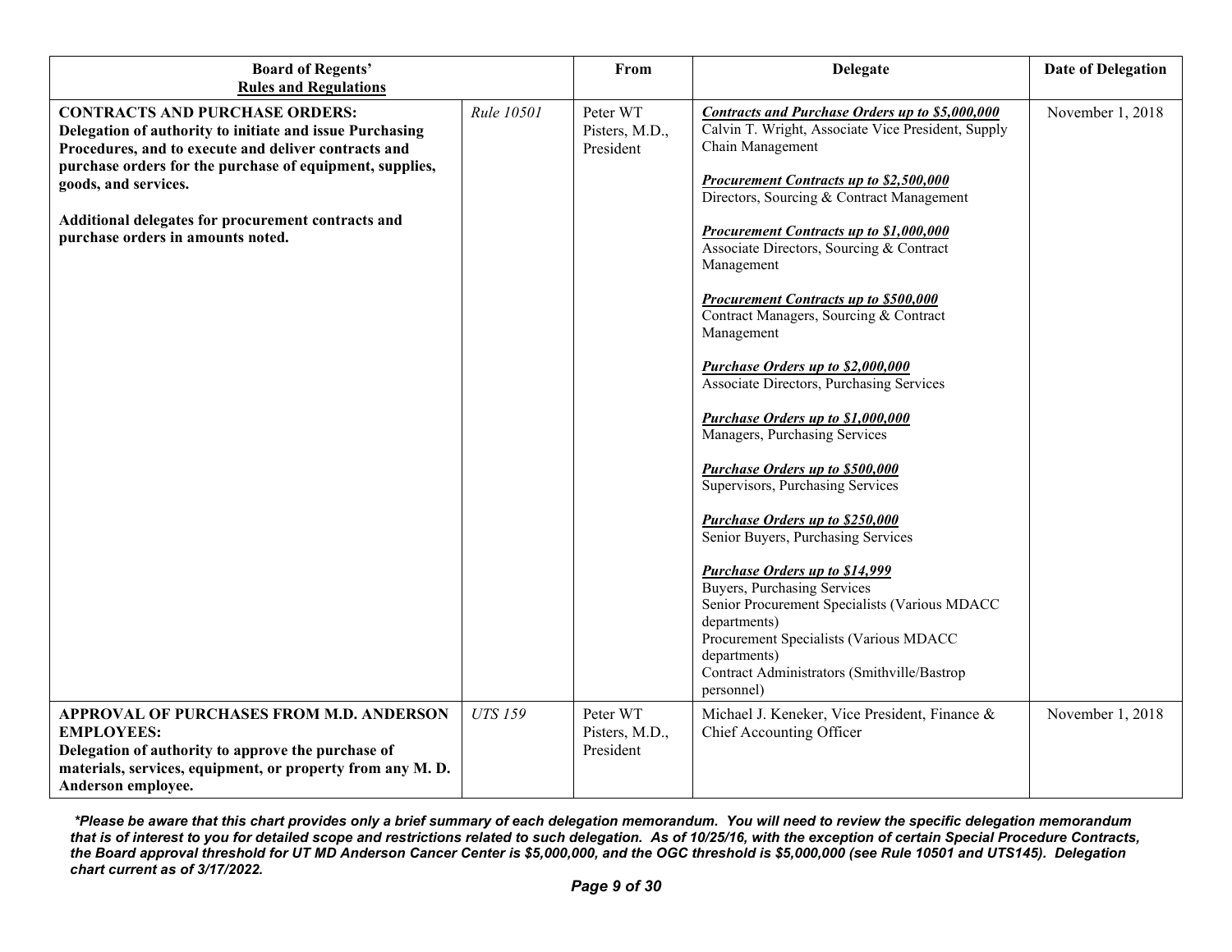| Board of Regents' Rules and Regulations | | From | Delegate | Date of Delegation |
|---|---|---|---|---|
| **CONTRACTS AND PURCHASE ORDERS:** **Delegation of authority to initiate and issue Purchasing Procedures, and to execute and deliver contracts and purchase orders for the purchase of equipment, supplies, goods, and services.** <br><br> **Additional delegates for procurement contracts and purchase orders in amounts noted.** | *Rule 10501* | Peter WT Pisters, M.D., President | ***Contracts and Purchase Orders up to $5,000,000*** <br> Calvin T. Wright, Associate Vice President, Supply Chain Management <br><br> ***Procurement Contracts up to $2,500,000*** <br> Directors, Sourcing & Contract Management <br><br> ***Procurement Contracts up to $1,000,000*** <br> Associate Directors, Sourcing & Contract Management <br><br> ***Procurement Contracts up to $500,000*** <br> Contract Managers, Sourcing & Contract Management <br><br> ***Purchase Orders up to $2,000,000*** <br> Associate Directors, Purchasing Services <br><br> ***Purchase Orders up to $1,000,000*** <br> Managers, Purchasing Services <br><br> ***Purchase Orders up to $500,000*** <br> Supervisors, Purchasing Services <br><br> ***Purchase Orders up to $250,000*** <br> Senior Buyers, Purchasing Services <br><br> ***Purchase Orders up to $14,999*** <br> Buyers, Purchasing Services <br> Senior Procurement Specialists (Various MDACC departments) <br> Procurement Specialists (Various MDACC departments) <br> Contract Administrators (Smithville/Bastrop personnel) | November 1, 2018 |
| **APPROVAL OF PURCHASES FROM M.D. ANDERSON EMPLOYEES:** **Delegation of authority to approve the purchase of materials, services, equipment, or property from any M. D. Anderson employee.** | *UTS 159* | Peter WT Pisters, M.D., President | Michael J. Keneker, Vice President, Finance & Chief Accounting Officer | November 1, 2018 |

***Please be aware that this chart provides only a brief summary of each delegation memorandum. You will need to review the specific delegation memorandum that is of interest to you for detailed scope and restrictions related to such delegation. As of 10/25/16, with the exception of certain Special Procedure Contracts, the Board approval threshold for UT MD Anderson Cancer Center is $5,000,000, and the OGC threshold is $5,000,000 (see Rule 10501 and UTS145). Delegation chart current as of 3/17/2022.***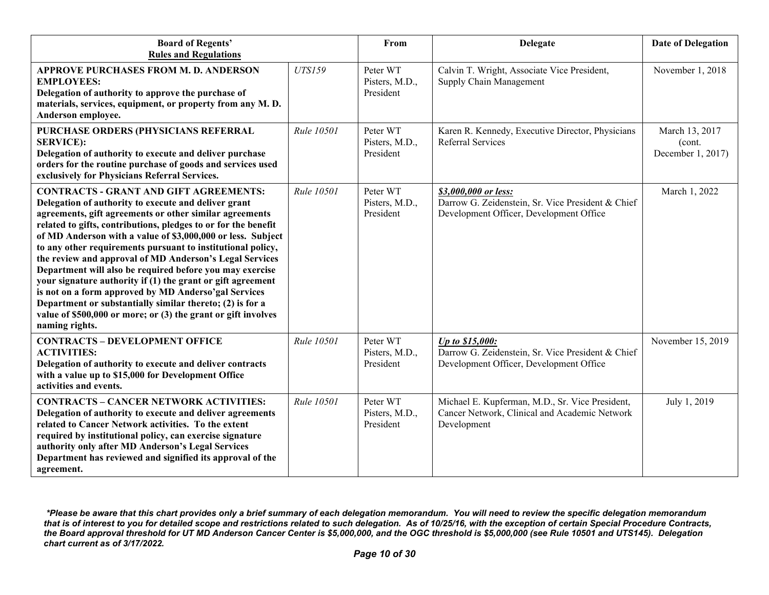| Board of Regents' Rules and Regulations | | From | Delegate | Date of Delegation |
|---|---|---|---|---|
| **APPROVE PURCHASES FROM M. D. ANDERSON EMPLOYEES: Delegation of authority to approve the purchase of materials, services, equipment, or property from any M. D. Anderson employee.** | *UTS159* | Peter WT Pisters, M.D., President | Calvin T. Wright, Associate Vice President, Supply Chain Management | November 1, 2018 |
| **PURCHASE ORDERS (PHYSICIANS REFERRAL SERVICE): Delegation of authority to execute and deliver purchase orders for the routine purchase of goods and services used exclusively for Physicians Referral Services.** | *Rule 10501* | Peter WT Pisters, M.D., President | Karen R. Kennedy, Executive Director, Physicians Referral Services | March 13, 2017 (cont. December 1, 2017) |
| **CONTRACTS - GRANT AND GIFT AGREEMENTS: Delegation of authority to execute and deliver grant agreements, gift agreements or other similar agreements related to gifts, contributions, pledges to or for the benefit of MD Anderson with a value of $3,000,000 or less. Subject to any other requirements pursuant to institutional policy, the review and approval of MD Anderson's Legal Services Department will also be required before you may exercise your signature authority if (1) the grant or gift agreement is not on a form approved by MD Anderso'gal Services Department or substantially similar thereto; (2) is for a value of $500,000 or more; or (3) the grant or gift involves naming rights.** | *Rule 10501* | Peter WT Pisters, M.D., President | ***$3,000,000 or less:*** Darrow G. Zeidenstein, Sr. Vice President & Chief Development Officer, Development Office | March 1, 2022 |
| **CONTRACTS – DEVELOPMENT OFFICE ACTIVITIES: Delegation of authority to execute and deliver contracts with a value up to $15,000 for Development Office activities and events.** | *Rule 10501* | Peter WT Pisters, M.D., President | ***Up to $15,000:*** Darrow G. Zeidenstein, Sr. Vice President & Chief Development Officer, Development Office | November 15, 2019 |
| **CONTRACTS – CANCER NETWORK ACTIVITIES: Delegation of authority to execute and deliver agreements related to Cancer Network activities. To the extent required by institutional policy, can exercise signature authority only after MD Anderson's Legal Services Department has reviewed and signified its approval of the agreement.** | *Rule 10501* | Peter WT Pisters, M.D., President | Michael E. Kupferman, M.D., Sr. Vice President, Cancer Network, Clinical and Academic Network Development | July 1, 2019 |

***Please be aware that this chart provides only a brief summary of each delegation memorandum. You will need to review the specific delegation memorandum that is of interest to you for detailed scope and restrictions related to such delegation. As of 10/25/16, with the exception of certain Special Procedure Contracts, the Board approval threshold for UT MD Anderson Cancer Center is $5,000,000, and the OGC threshold is $5,000,000 (see Rule 10501 and UTS145). Delegation chart current as of 3/17/2022.***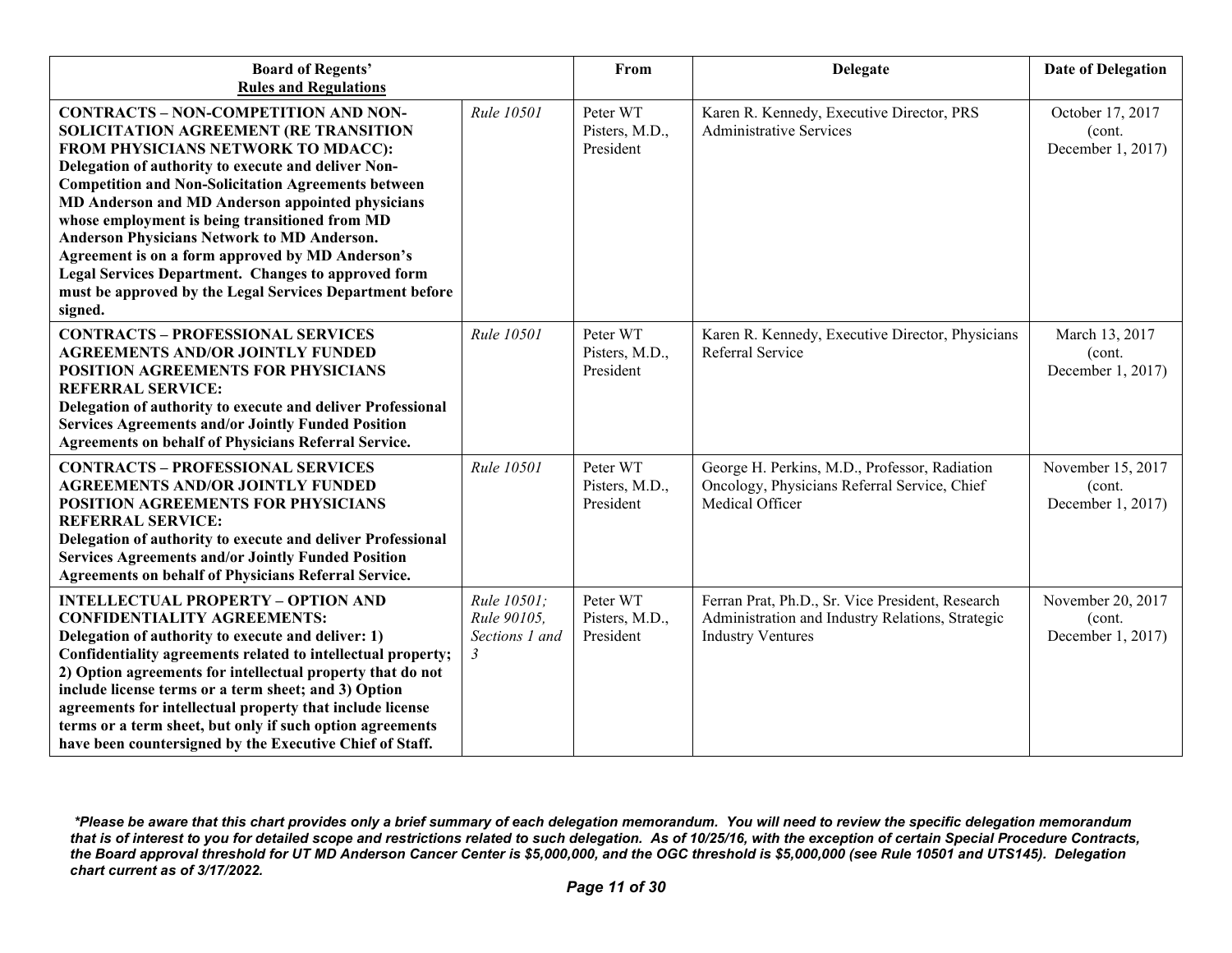| **Board of Regents' Rules and Regulations** | | **From** | **Delegate** | **Date of Delegation** |
|---|---|---|---|---|
| **CONTRACTS – NON-COMPETITION AND NON-SOLICITATION AGREEMENT (RE TRANSITION FROM PHYSICIANS NETWORK TO MDACC): Delegation of authority to execute and deliver Non-Competition and Non-Solicitation Agreements between MD Anderson and MD Anderson appointed physicians whose employment is being transitioned from MD Anderson Physicians Network to MD Anderson. Agreement is on a form approved by MD Anderson's Legal Services Department. Changes to approved form must be approved by the Legal Services Department before signed.** | *Rule 10501* | Peter WT Pisters, M.D., President | Karen R. Kennedy, Executive Director, PRS Administrative Services | October 17, 2017 (cont. December 1, 2017) |
| **CONTRACTS – PROFESSIONAL SERVICES AGREEMENTS AND/OR JOINTLY FUNDED POSITION AGREEMENTS FOR PHYSICIANS REFERRAL SERVICE: Delegation of authority to execute and deliver Professional Services Agreements and/or Jointly Funded Position Agreements on behalf of Physicians Referral Service.** | *Rule 10501* | Peter WT Pisters, M.D., President | Karen R. Kennedy, Executive Director, Physicians Referral Service | March 13, 2017 (cont. December 1, 2017) |
| **CONTRACTS – PROFESSIONAL SERVICES AGREEMENTS AND/OR JOINTLY FUNDED POSITION AGREEMENTS FOR PHYSICIANS REFERRAL SERVICE: Delegation of authority to execute and deliver Professional Services Agreements and/or Jointly Funded Position Agreements on behalf of Physicians Referral Service.** | *Rule 10501* | Peter WT Pisters, M.D., President | George H. Perkins, M.D., Professor, Radiation Oncology, Physicians Referral Service, Chief Medical Officer | November 15, 2017 (cont. December 1, 2017) |
| **INTELLECTUAL PROPERTY – OPTION AND CONFIDENTIALITY AGREEMENTS: Delegation of authority to execute and deliver: 1) Confidentiality agreements related to intellectual property; 2) Option agreements for intellectual property that do not include license terms or a term sheet; and 3) Option agreements for intellectual property that include license terms or a term sheet, but only if such option agreements have been countersigned by the Executive Chief of Staff.** | *Rule 10501; Rule 90105, Sections 1 and 3* | Peter WT Pisters, M.D., President | Ferran Prat, Ph.D., Sr. Vice President, Research Administration and Industry Relations, Strategic Industry Ventures | November 20, 2017 (cont. December 1, 2017) |

***Please be aware that this chart provides only a brief summary of each delegation memorandum. You will need to review the specific delegation memorandum that is of interest to you for detailed scope and restrictions related to such delegation. As of 10/25/16, with the exception of certain Special Procedure Contracts, the Board approval threshold for UT MD Anderson Cancer Center is $5,000,000, and the OGC threshold is $5,000,000 (see Rule 10501 and UTS145). Delegation chart current as of 3/17/2022.***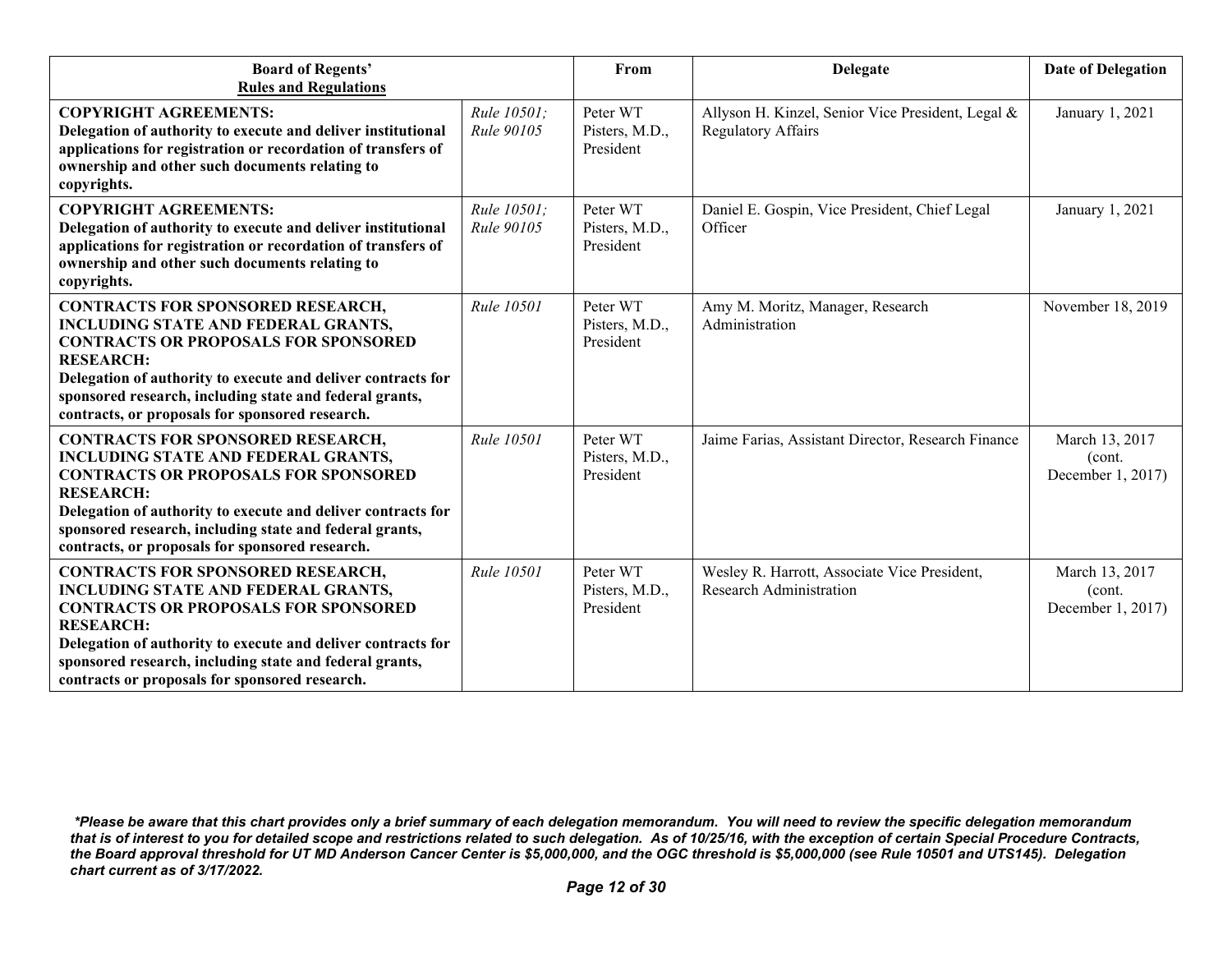| Board of Regents' Rules and Regulations | | From | Delegate | Date of Delegation |
|---|---|---|---|---|
| **COPYRIGHT AGREEMENTS: Delegation of authority to execute and deliver institutional applications for registration or recordation of transfers of ownership and other such documents relating to copyrights.** | *Rule 10501; Rule 90105* | Peter WT Pisters, M.D., President | Allyson H. Kinzel, Senior Vice President, Legal & Regulatory Affairs | January 1, 2021 |
| **COPYRIGHT AGREEMENTS: Delegation of authority to execute and deliver institutional applications for registration or recordation of transfers of ownership and other such documents relating to copyrights.** | *Rule 10501; Rule 90105* | Peter WT Pisters, M.D., President | Daniel E. Gospin, Vice President, Chief Legal Officer | January 1, 2021 |
| **CONTRACTS FOR SPONSORED RESEARCH, INCLUDING STATE AND FEDERAL GRANTS, CONTRACTS OR PROPOSALS FOR SPONSORED RESEARCH: Delegation of authority to execute and deliver contracts for sponsored research, including state and federal grants, contracts, or proposals for sponsored research.** | *Rule 10501* | Peter WT Pisters, M.D., President | Amy M. Moritz, Manager, Research Administration | November 18, 2019 |
| **CONTRACTS FOR SPONSORED RESEARCH, INCLUDING STATE AND FEDERAL GRANTS, CONTRACTS OR PROPOSALS FOR SPONSORED RESEARCH: Delegation of authority to execute and deliver contracts for sponsored research, including state and federal grants, contracts, or proposals for sponsored research.** | *Rule 10501* | Peter WT Pisters, M.D., President | Jaime Farias, Assistant Director, Research Finance | March 13, 2017 (cont. December 1, 2017) |
| **CONTRACTS FOR SPONSORED RESEARCH, INCLUDING STATE AND FEDERAL GRANTS, CONTRACTS OR PROPOSALS FOR SPONSORED RESEARCH: Delegation of authority to execute and deliver contracts for sponsored research, including state and federal grants, contracts or proposals for sponsored research.** | *Rule 10501* | Peter WT Pisters, M.D., President | Wesley R. Harrott, Associate Vice President, Research Administration | March 13, 2017 (cont. December 1, 2017) |

***Please be aware that this chart provides only a brief summary of each delegation memorandum. You will need to review the specific delegation memorandum that is of interest to you for detailed scope and restrictions related to such delegation. As of 10/25/16, with the exception of certain Special Procedure Contracts, the Board approval threshold for UT MD Anderson Cancer Center is $5,000,000, and the OGC threshold is $5,000,000 (see Rule 10501 and UTS145). Delegation chart current as of 3/17/2022.***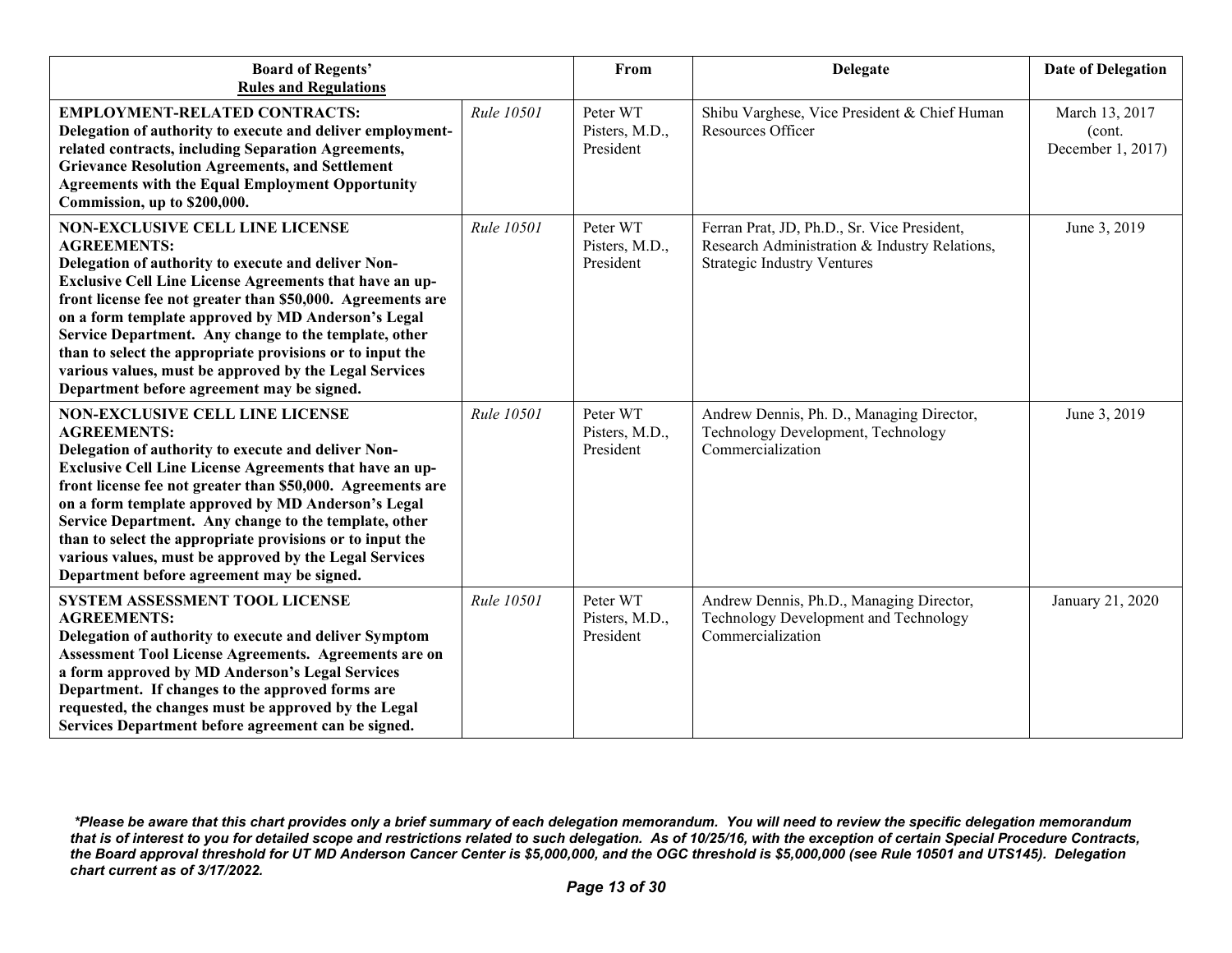| **Board of Regents' Rules and Regulations** | | **From** | **Delegate** | **Date of Delegation** |
|---|---|---|---|---|
| **EMPLOYMENT-RELATED CONTRACTS: Delegation of authority to execute and deliver employment-related contracts, including Separation Agreements, Grievance Resolution Agreements, and Settlement Agreements with the Equal Employment Opportunity Commission, up to $200,000.** | *Rule 10501* | Peter WT Pisters, M.D., President | Shibu Varghese, Vice President & Chief Human Resources Officer | March 13, 2017 (cont. December 1, 2017) |
| **NON-EXCLUSIVE CELL LINE LICENSE AGREEMENTS: Delegation of authority to execute and deliver Non-Exclusive Cell Line License Agreements that have an up-front license fee not greater than $50,000. Agreements are on a form template approved by MD Anderson's Legal Service Department. Any change to the template, other than to select the appropriate provisions or to input the various values, must be approved by the Legal Services Department before agreement may be signed.** | *Rule 10501* | Peter WT Pisters, M.D., President | Ferran Prat, JD, Ph.D., Sr. Vice President, Research Administration & Industry Relations, Strategic Industry Ventures | June 3, 2019 |
| **NON-EXCLUSIVE CELL LINE LICENSE AGREEMENTS: Delegation of authority to execute and deliver Non-Exclusive Cell Line License Agreements that have an up-front license fee not greater than $50,000. Agreements are on a form template approved by MD Anderson's Legal Service Department. Any change to the template, other than to select the appropriate provisions or to input the various values, must be approved by the Legal Services Department before agreement may be signed.** | *Rule 10501* | Peter WT Pisters, M.D., President | Andrew Dennis, Ph. D., Managing Director, Technology Development, Technology Commercialization | June 3, 2019 |
| **SYSTEM ASSESSMENT TOOL LICENSE AGREEMENTS: Delegation of authority to execute and deliver Symptom Assessment Tool License Agreements. Agreements are on a form approved by MD Anderson's Legal Services Department. If changes to the approved forms are requested, the changes must be approved by the Legal Services Department before agreement can be signed.** | *Rule 10501* | Peter WT Pisters, M.D., President | Andrew Dennis, Ph.D., Managing Director, Technology Development and Technology Commercialization | January 21, 2020 |

***Please be aware that this chart provides only a brief summary of each delegation memorandum. You will need to review the specific delegation memorandum that is of interest to you for detailed scope and restrictions related to such delegation. As of 10/25/16, with the exception of certain Special Procedure Contracts, the Board approval threshold for UT MD Anderson Cancer Center is $5,000,000, and the OGC threshold is $5,000,000 (see Rule 10501 and UTS145). Delegation chart current as of 3/17/2022.***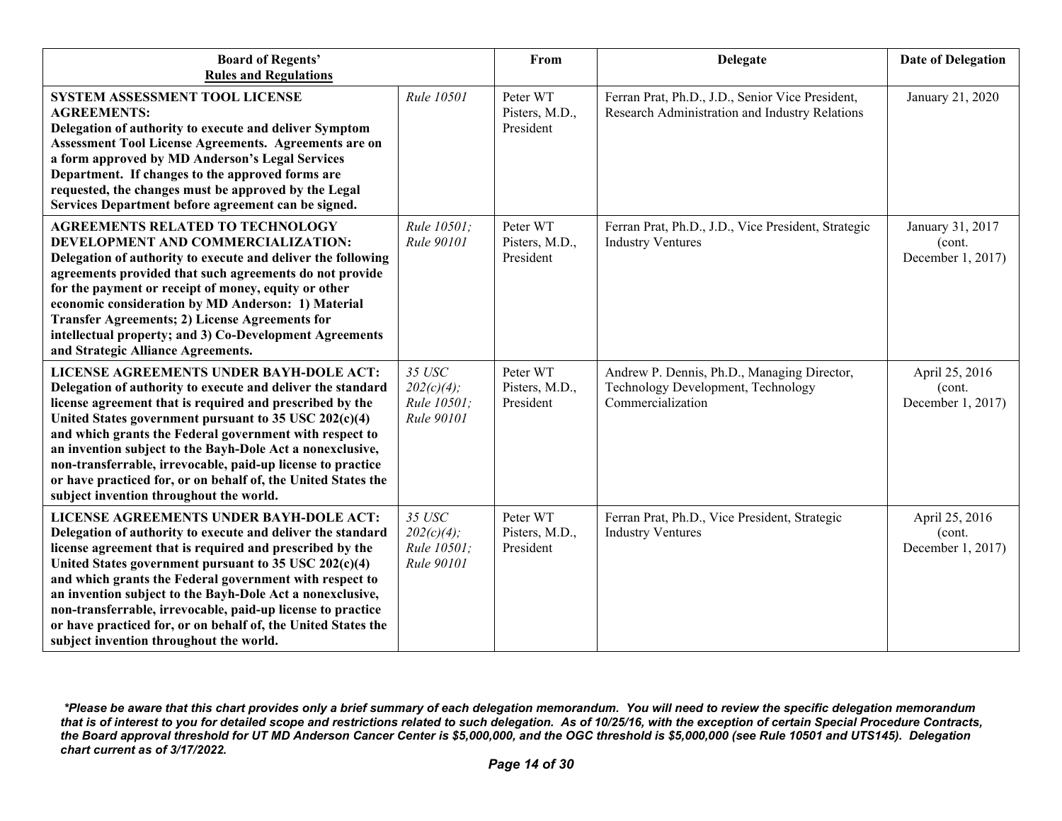| **Board of Regents' Rules and Regulations** | | From | Delegate | Date of Delegation |
|---|---|---|---|---|
| **SYSTEM ASSESSMENT TOOL LICENSE AGREEMENTS: Delegation of authority to execute and deliver Symptom Assessment Tool License Agreements. Agreements are on a form approved by MD Anderson's Legal Services Department. If changes to the approved forms are requested, the changes must be approved by the Legal Services Department before agreement can be signed.** | *Rule 10501* | Peter WT Pisters, M.D., President | Ferran Prat, Ph.D., J.D., Senior Vice President, Research Administration and Industry Relations | January 21, 2020 |
| **AGREEMENTS RELATED TO TECHNOLOGY DEVELOPMENT AND COMMERCIALIZATION: Delegation of authority to execute and deliver the following agreements provided that such agreements do not provide for the payment or receipt of money, equity or other economic consideration by MD Anderson: 1) Material Transfer Agreements; 2) License Agreements for intellectual property; and 3) Co-Development Agreements and Strategic Alliance Agreements.** | *Rule 10501; Rule 90101* | Peter WT Pisters, M.D., President | Ferran Prat, Ph.D., J.D., Vice President, Strategic Industry Ventures | January 31, 2017 (cont. December 1, 2017) |
| **LICENSE AGREEMENTS UNDER BAYH-DOLE ACT: Delegation of authority to execute and deliver the standard license agreement that is required and prescribed by the United States government pursuant to 35 USC 202(c)(4) and which grants the Federal government with respect to an invention subject to the Bayh-Dole Act a nonexclusive, non-transferrable, irrevocable, paid-up license to practice or have practiced for, or on behalf of, the United States the subject invention throughout the world.** | *35 USC 202(c)(4); Rule 10501; Rule 90101* | Peter WT Pisters, M.D., President | Andrew P. Dennis, Ph.D., Managing Director, Technology Development, Technology Commercialization | April 25, 2016 (cont. December 1, 2017) |
| **LICENSE AGREEMENTS UNDER BAYH-DOLE ACT: Delegation of authority to execute and deliver the standard license agreement that is required and prescribed by the United States government pursuant to 35 USC 202(c)(4) and which grants the Federal government with respect to an invention subject to the Bayh-Dole Act a nonexclusive, non-transferrable, irrevocable, paid-up license to practice or have practiced for, or on behalf of, the United States the subject invention throughout the world.** | *35 USC 202(c)(4); Rule 10501; Rule 90101* | Peter WT Pisters, M.D., President | Ferran Prat, Ph.D., Vice President, Strategic Industry Ventures | April 25, 2016 (cont. December 1, 2017) |

***Please be aware that this chart provides only a brief summary of each delegation memorandum. You will need to review the specific delegation memorandum that is of interest to you for detailed scope and restrictions related to such delegation. As of 10/25/16, with the exception of certain Special Procedure Contracts, the Board approval threshold for UT MD Anderson Cancer Center is $5,000,000, and the OGC threshold is $5,000,000 (see Rule 10501 and UTS145). Delegation chart current as of 3/17/2022.***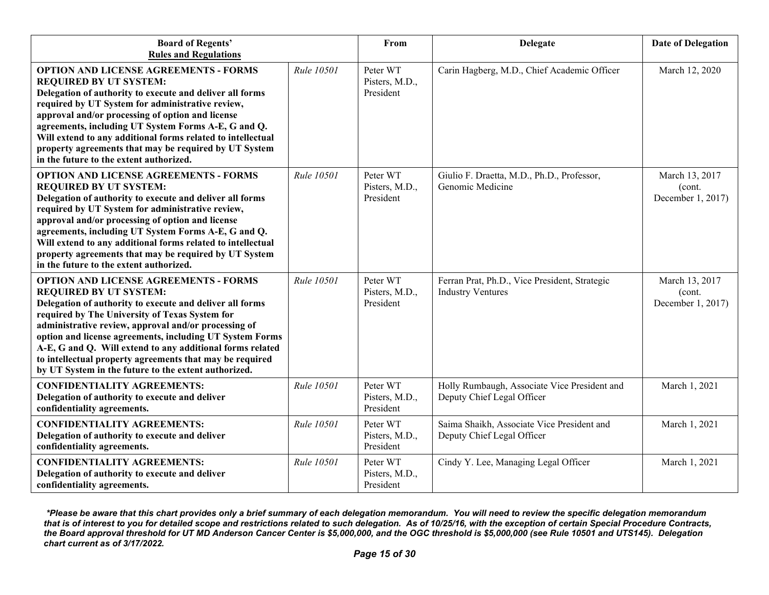| Board of Regents' Rules and Regulations | | From | Delegate | Date of Delegation |
|---|---|---|---|---|
| **OPTION AND LICENSE AGREEMENTS - FORMS REQUIRED BY UT SYSTEM: Delegation of authority to execute and deliver all forms required by UT System for administrative review, approval and/or processing of option and license agreements, including UT System Forms A-E, G and Q. Will extend to any additional forms related to intellectual property agreements that may be required by UT System in the future to the extent authorized.** | *Rule 10501* | Peter WT Pisters, M.D., President | Carin Hagberg, M.D., Chief Academic Officer | March 12, 2020 |
| **OPTION AND LICENSE AGREEMENTS - FORMS REQUIRED BY UT SYSTEM: Delegation of authority to execute and deliver all forms required by UT System for administrative review, approval and/or processing of option and license agreements, including UT System Forms A-E, G and Q. Will extend to any additional forms related to intellectual property agreements that may be required by UT System in the future to the extent authorized.** | *Rule 10501* | Peter WT Pisters, M.D., President | Giulio F. Draetta, M.D., Ph.D., Professor, Genomic Medicine | March 13, 2017 (cont. December 1, 2017) |
| **OPTION AND LICENSE AGREEMENTS - FORMS REQUIRED BY UT SYSTEM: Delegation of authority to execute and deliver all forms required by The University of Texas System for administrative review, approval and/or processing of option and license agreements, including UT System Forms A-E, G and Q. Will extend to any additional forms related to intellectual property agreements that may be required by UT System in the future to the extent authorized.** | *Rule 10501* | Peter WT Pisters, M.D., President | Ferran Prat, Ph.D., Vice President, Strategic Industry Ventures | March 13, 2017 (cont. December 1, 2017) |
| **CONFIDENTIALITY AGREEMENTS: Delegation of authority to execute and deliver confidentiality agreements.** | *Rule 10501* | Peter WT Pisters, M.D., President | Holly Rumbaugh, Associate Vice President and Deputy Chief Legal Officer | March 1, 2021 |
| **CONFIDENTIALITY AGREEMENTS: Delegation of authority to execute and deliver confidentiality agreements.** | *Rule 10501* | Peter WT Pisters, M.D., President | Saima Shaikh, Associate Vice President and Deputy Chief Legal Officer | March 1, 2021 |
| **CONFIDENTIALITY AGREEMENTS: Delegation of authority to execute and deliver confidentiality agreements.** | *Rule 10501* | Peter WT Pisters, M.D., President | Cindy Y. Lee, Managing Legal Officer | March 1, 2021 |

***Please be aware that this chart provides only a brief summary of each delegation memorandum. You will need to review the specific delegation memorandum that is of interest to you for detailed scope and restrictions related to such delegation. As of 10/25/16, with the exception of certain Special Procedure Contracts, the Board approval threshold for UT MD Anderson Cancer Center is $5,000,000, and the OGC threshold is $5,000,000 (see Rule 10501 and UTS145). Delegation chart current as of 3/17/2022.***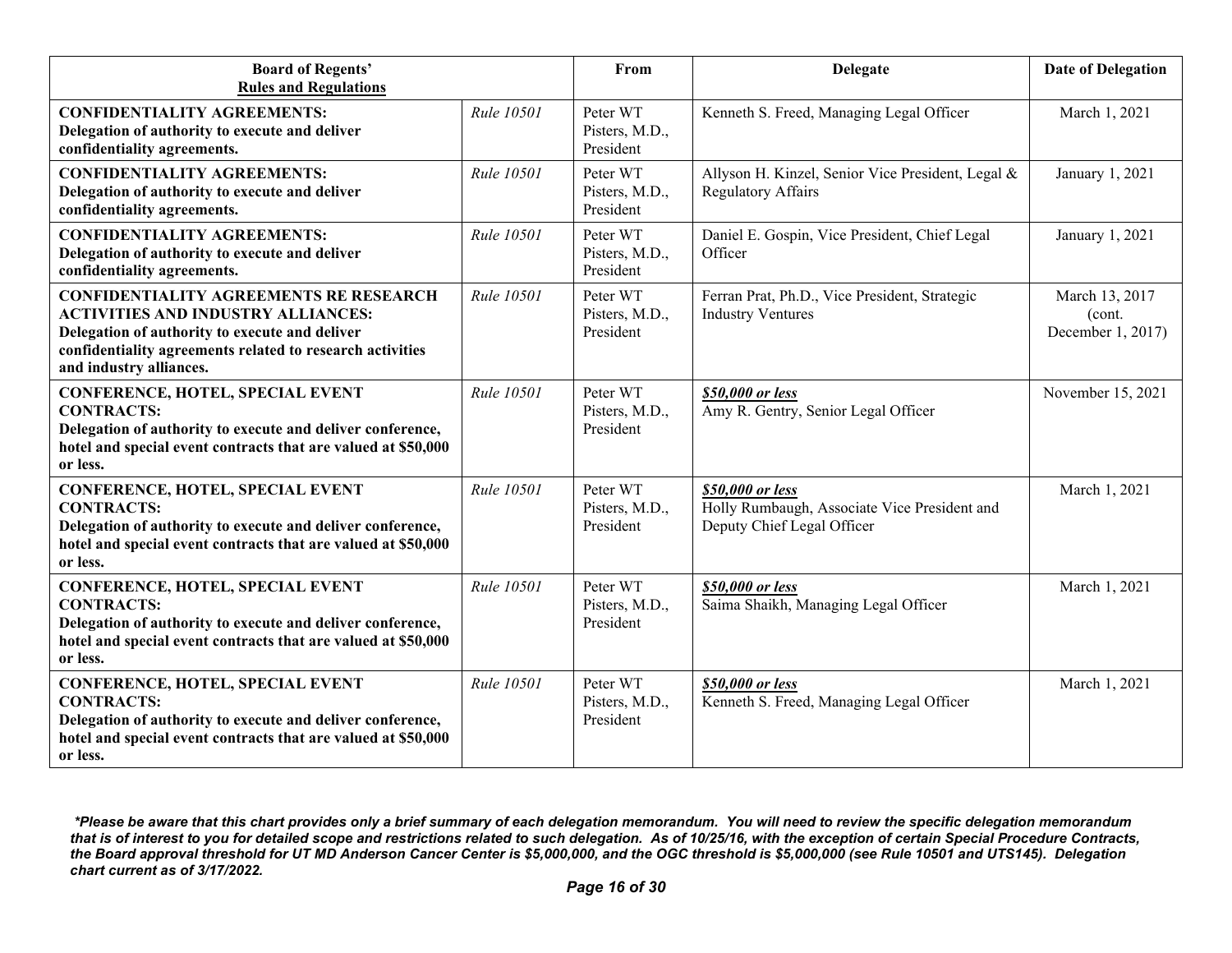| Board of Regents' Rules and Regulations | | From | Delegate | Date of Delegation |
|---|---|---|---|---|
| **CONFIDENTIALITY AGREEMENTS: Delegation of authority to execute and deliver confidentiality agreements.** | *Rule 10501* | Peter WT Pisters, M.D., President | Kenneth S. Freed, Managing Legal Officer | March 1, 2021 |
| **CONFIDENTIALITY AGREEMENTS: Delegation of authority to execute and deliver confidentiality agreements.** | *Rule 10501* | Peter WT Pisters, M.D., President | Allyson H. Kinzel, Senior Vice President, Legal & Regulatory Affairs | January 1, 2021 |
| **CONFIDENTIALITY AGREEMENTS: Delegation of authority to execute and deliver confidentiality agreements.** | *Rule 10501* | Peter WT Pisters, M.D., President | Daniel E. Gospin, Vice President, Chief Legal Officer | January 1, 2021 |
| **CONFIDENTIALITY AGREEMENTS RE RESEARCH ACTIVITIES AND INDUSTRY ALLIANCES: Delegation of authority to execute and deliver confidentiality agreements related to research activities and industry alliances.** | *Rule 10501* | Peter WT Pisters, M.D., President | Ferran Prat, Ph.D., Vice President, Strategic Industry Ventures | March 13, 2017 (cont. December 1, 2017) |
| **CONFERENCE, HOTEL, SPECIAL EVENT CONTRACTS: Delegation of authority to execute and deliver conference, hotel and special event contracts that are valued at $50,000 or less.** | *Rule 10501* | Peter WT Pisters, M.D., President | ***$50,000 or less*** Amy R. Gentry, Senior Legal Officer | November 15, 2021 |
| **CONFERENCE, HOTEL, SPECIAL EVENT CONTRACTS: Delegation of authority to execute and deliver conference, hotel and special event contracts that are valued at $50,000 or less.** | *Rule 10501* | Peter WT Pisters, M.D., President | ***$50,000 or less*** Holly Rumbaugh, Associate Vice President and Deputy Chief Legal Officer | March 1, 2021 |
| **CONFERENCE, HOTEL, SPECIAL EVENT CONTRACTS: Delegation of authority to execute and deliver conference, hotel and special event contracts that are valued at $50,000 or less.** | *Rule 10501* | Peter WT Pisters, M.D., President | ***$50,000 or less*** Saima Shaikh, Managing Legal Officer | March 1, 2021 |
| **CONFERENCE, HOTEL, SPECIAL EVENT CONTRACTS: Delegation of authority to execute and deliver conference, hotel and special event contracts that are valued at $50,000 or less.** | *Rule 10501* | Peter WT Pisters, M.D., President | ***$50,000 or less*** Kenneth S. Freed, Managing Legal Officer | March 1, 2021 |

***Please be aware that this chart provides only a brief summary of each delegation memorandum. You will need to review the specific delegation memorandum that is of interest to you for detailed scope and restrictions related to such delegation. As of 10/25/16, with the exception of certain Special Procedure Contracts, the Board approval threshold for UT MD Anderson Cancer Center is $5,000,000, and the OGC threshold is $5,000,000 (see Rule 10501 and UTS145). Delegation chart current as of 3/17/2022.***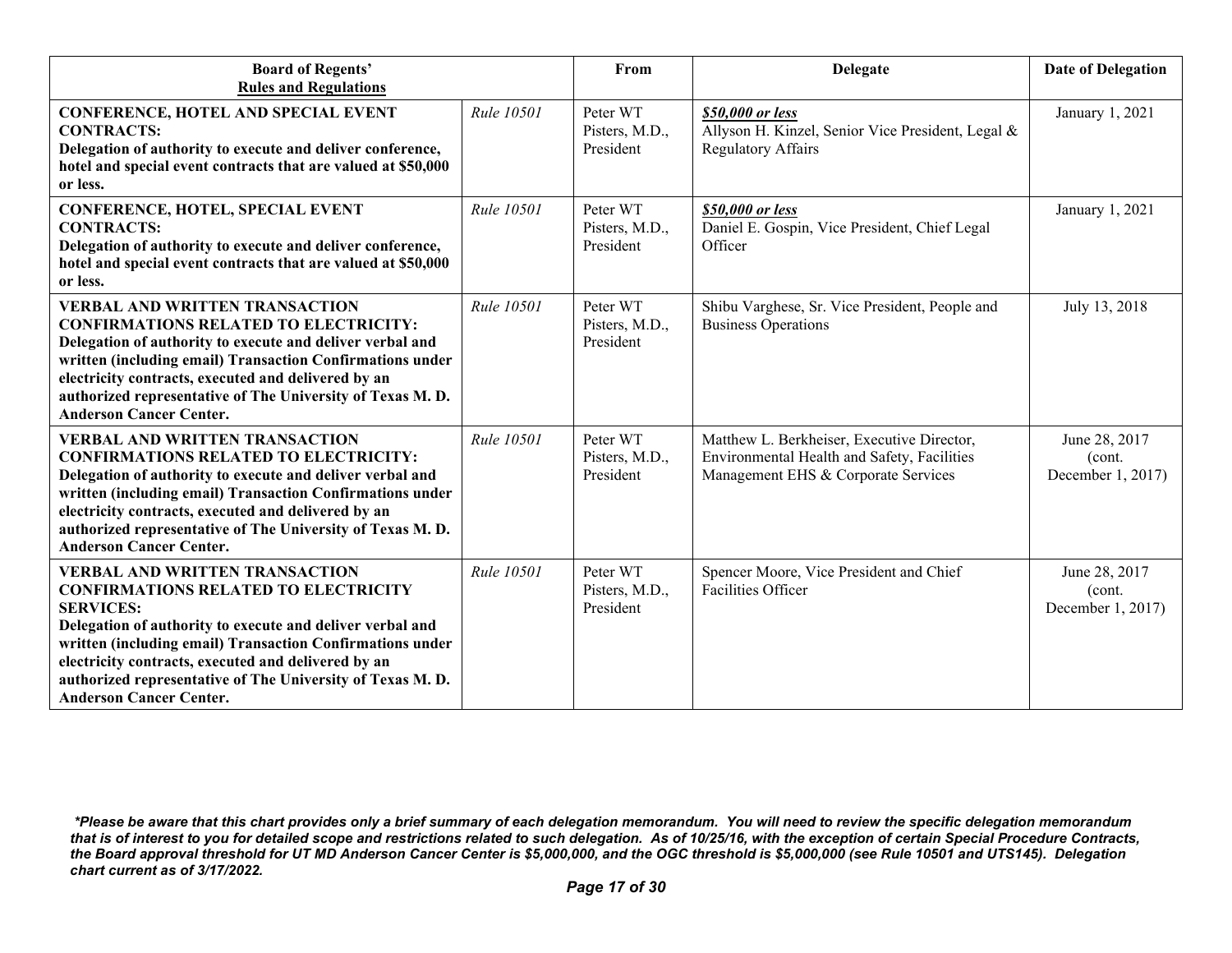| **Board of Regents' Rules and Regulations** | | **From** | **Delegate** | **Date of Delegation** |
|---|---|---|---|---|
| **CONFERENCE, HOTEL AND SPECIAL EVENT CONTRACTS:** **Delegation of authority to execute and deliver conference, hotel and special event contracts that are valued at $50,000 or less.** | *Rule 10501* | Peter WT Pisters, M.D., President | ***$50,000 or less*** Allyson H. Kinzel, Senior Vice President, Legal & Regulatory Affairs | January 1, 2021 |
| **CONFERENCE, HOTEL, SPECIAL EVENT CONTRACTS:** **Delegation of authority to execute and deliver conference, hotel and special event contracts that are valued at $50,000 or less.** | *Rule 10501* | Peter WT Pisters, M.D., President | ***$50,000 or less*** Daniel E. Gospin, Vice President, Chief Legal Officer | January 1, 2021 |
| **VERBAL AND WRITTEN TRANSACTION CONFIRMATIONS RELATED TO ELECTRICITY:** **Delegation of authority to execute and deliver verbal and written (including email) Transaction Confirmations under electricity contracts, executed and delivered by an authorized representative of The University of Texas M. D. Anderson Cancer Center.** | *Rule 10501* | Peter WT Pisters, M.D., President | Shibu Varghese, Sr. Vice President, People and Business Operations | July 13, 2018 |
| **VERBAL AND WRITTEN TRANSACTION CONFIRMATIONS RELATED TO ELECTRICITY:** **Delegation of authority to execute and deliver verbal and written (including email) Transaction Confirmations under electricity contracts, executed and delivered by an authorized representative of The University of Texas M. D. Anderson Cancer Center.** | *Rule 10501* | Peter WT Pisters, M.D., President | Matthew L. Berkheiser, Executive Director, Environmental Health and Safety, Facilities Management EHS & Corporate Services | June 28, 2017 (cont. December 1, 2017) |
| **VERBAL AND WRITTEN TRANSACTION CONFIRMATIONS RELATED TO ELECTRICITY SERVICES:** **Delegation of authority to execute and deliver verbal and written (including email) Transaction Confirmations under electricity contracts, executed and delivered by an authorized representative of The University of Texas M. D. Anderson Cancer Center.** | *Rule 10501* | Peter WT Pisters, M.D., President | Spencer Moore, Vice President and Chief Facilities Officer | June 28, 2017 (cont. December 1, 2017) |

***Please be aware that this chart provides only a brief summary of each delegation memorandum. You will need to review the specific delegation memorandum that is of interest to you for detailed scope and restrictions related to such delegation. As of 10/25/16, with the exception of certain Special Procedure Contracts, the Board approval threshold for UT MD Anderson Cancer Center is $5,000,000, and the OGC threshold is $5,000,000 (see Rule 10501 and UTS145). Delegation chart current as of 3/17/2022.***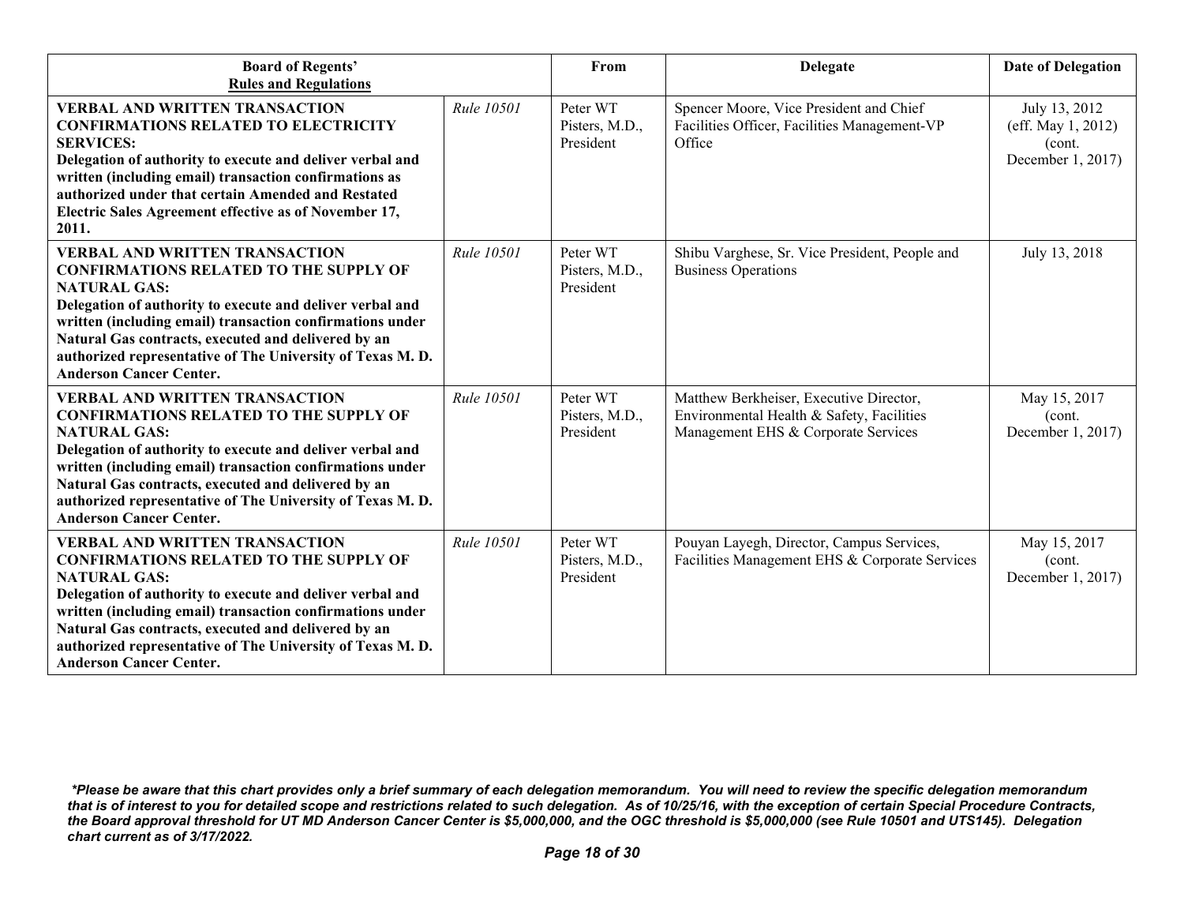| **Board of Regents' Rules and Regulations** | | **From** | **Delegate** | **Date of Delegation** |
|---|---|---|---|---|
| **VERBAL AND WRITTEN TRANSACTION CONFIRMATIONS RELATED TO ELECTRICITY SERVICES:** **Delegation of authority to execute and deliver verbal and written (including email) transaction confirmations as authorized under that certain Amended and Restated Electric Sales Agreement effective as of November 17, 2011.** | *Rule 10501* | Peter WT Pisters, M.D., President | Spencer Moore, Vice President and Chief Facilities Officer, Facilities Management-VP Office | July 13, 2012 (eff. May 1, 2012) (cont. December 1, 2017) |
| **VERBAL AND WRITTEN TRANSACTION CONFIRMATIONS RELATED TO THE SUPPLY OF NATURAL GAS:** **Delegation of authority to execute and deliver verbal and written (including email) transaction confirmations under Natural Gas contracts, executed and delivered by an authorized representative of The University of Texas M. D. Anderson Cancer Center.** | *Rule 10501* | Peter WT Pisters, M.D., President | Shibu Varghese, Sr. Vice President, People and Business Operations | July 13, 2018 |
| **VERBAL AND WRITTEN TRANSACTION CONFIRMATIONS RELATED TO THE SUPPLY OF NATURAL GAS:** **Delegation of authority to execute and deliver verbal and written (including email) transaction confirmations under Natural Gas contracts, executed and delivered by an authorized representative of The University of Texas M. D. Anderson Cancer Center.** | *Rule 10501* | Peter WT Pisters, M.D., President | Matthew Berkheiser, Executive Director, Environmental Health & Safety, Facilities Management EHS & Corporate Services | May 15, 2017 (cont. December 1, 2017) |
| **VERBAL AND WRITTEN TRANSACTION CONFIRMATIONS RELATED TO THE SUPPLY OF NATURAL GAS:** **Delegation of authority to execute and deliver verbal and written (including email) transaction confirmations under Natural Gas contracts, executed and delivered by an authorized representative of The University of Texas M. D. Anderson Cancer Center.** | *Rule 10501* | Peter WT Pisters, M.D., President | Pouyan Layegh, Director, Campus Services, Facilities Management EHS & Corporate Services | May 15, 2017 (cont. December 1, 2017) |

***Please be aware that this chart provides only a brief summary of each delegation memorandum. You will need to review the specific delegation memorandum that is of interest to you for detailed scope and restrictions related to such delegation. As of 10/25/16, with the exception of certain Special Procedure Contracts, the Board approval threshold for UT MD Anderson Cancer Center is $5,000,000, and the OGC threshold is $5,000,000 (see Rule 10501 and UTS145). Delegation chart current as of 3/17/2022.***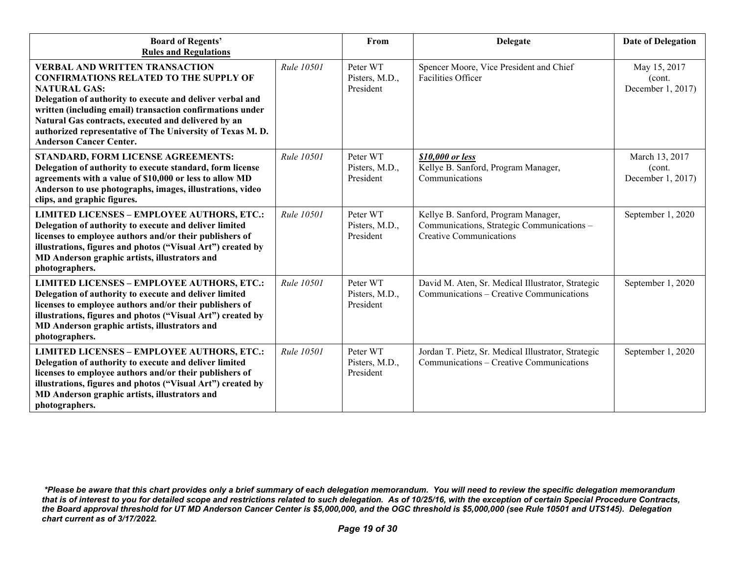| Board of Regents' Rules and Regulations | | From | Delegate | Date of Delegation |
|---|---|---|---|---|
| **VERBAL AND WRITTEN TRANSACTION CONFIRMATIONS RELATED TO THE SUPPLY OF NATURAL GAS: Delegation of authority to execute and deliver verbal and written (including email) transaction confirmations under Natural Gas contracts, executed and delivered by an authorized representative of The University of Texas M. D. Anderson Cancer Center.** | *Rule 10501* | Peter WT Pisters, M.D., President | Spencer Moore, Vice President and Chief Facilities Officer | May 15, 2017 (cont. December 1, 2017) |
| **STANDARD, FORM LICENSE AGREEMENTS: Delegation of authority to execute standard, form license agreements with a value of $10,000 or less to allow MD Anderson to use photographs, images, illustrations, video clips, and graphic figures.** | *Rule 10501* | Peter WT Pisters, M.D., President | ***$10,000 or less*** Kellye B. Sanford, Program Manager, Communications | March 13, 2017 (cont. December 1, 2017) |
| **LIMITED LICENSES – EMPLOYEE AUTHORS, ETC.: Delegation of authority to execute and deliver limited licenses to employee authors and/or their publishers of illustrations, figures and photos ("Visual Art") created by MD Anderson graphic artists, illustrators and photographers.** | *Rule 10501* | Peter WT Pisters, M.D., President | Kellye B. Sanford, Program Manager, Communications, Strategic Communications – Creative Communications | September 1, 2020 |
| **LIMITED LICENSES – EMPLOYEE AUTHORS, ETC.: Delegation of authority to execute and deliver limited licenses to employee authors and/or their publishers of illustrations, figures and photos ("Visual Art") created by MD Anderson graphic artists, illustrators and photographers.** | *Rule 10501* | Peter WT Pisters, M.D., President | David M. Aten, Sr. Medical Illustrator, Strategic Communications – Creative Communications | September 1, 2020 |
| **LIMITED LICENSES – EMPLOYEE AUTHORS, ETC.: Delegation of authority to execute and deliver limited licenses to employee authors and/or their publishers of illustrations, figures and photos ("Visual Art") created by MD Anderson graphic artists, illustrators and photographers.** | *Rule 10501* | Peter WT Pisters, M.D., President | Jordan T. Pietz, Sr. Medical Illustrator, Strategic Communications – Creative Communications | September 1, 2020 |

***Please be aware that this chart provides only a brief summary of each delegation memorandum. You will need to review the specific delegation memorandum that is of interest to you for detailed scope and restrictions related to such delegation. As of 10/25/16, with the exception of certain Special Procedure Contracts, the Board approval threshold for UT MD Anderson Cancer Center is $5,000,000, and the OGC threshold is $5,000,000 (see Rule 10501 and UTS145). Delegation chart current as of 3/17/2022.***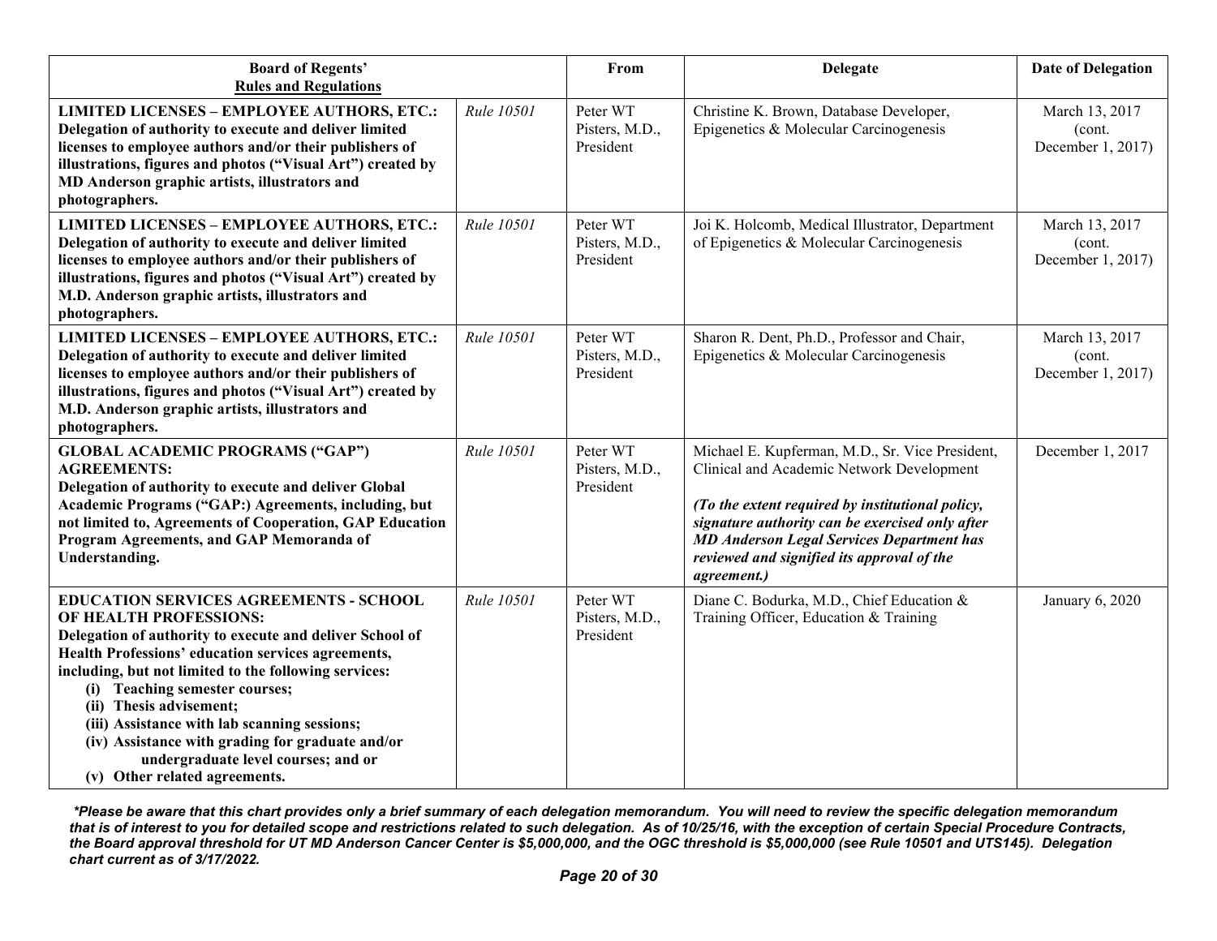| Board of Regents' Rules and Regulations | | From | Delegate | Date of Delegation |
|---|---|---|---|---|
| **LIMITED LICENSES – EMPLOYEE AUTHORS, ETC.: Delegation of authority to execute and deliver limited licenses to employee authors and/or their publishers of illustrations, figures and photos ("Visual Art") created by MD Anderson graphic artists, illustrators and photographers.** | *Rule 10501* | Peter WT Pisters, M.D., President | Christine K. Brown, Database Developer, Epigenetics & Molecular Carcinogenesis | March 13, 2017 (cont. December 1, 2017) |
| **LIMITED LICENSES – EMPLOYEE AUTHORS, ETC.: Delegation of authority to execute and deliver limited licenses to employee authors and/or their publishers of illustrations, figures and photos ("Visual Art") created by M.D. Anderson graphic artists, illustrators and photographers.** | *Rule 10501* | Peter WT Pisters, M.D., President | Joi K. Holcomb, Medical Illustrator, Department of Epigenetics & Molecular Carcinogenesis | March 13, 2017 (cont. December 1, 2017) |
| **LIMITED LICENSES – EMPLOYEE AUTHORS, ETC.: Delegation of authority to execute and deliver limited licenses to employee authors and/or their publishers of illustrations, figures and photos ("Visual Art") created by M.D. Anderson graphic artists, illustrators and photographers.** | *Rule 10501* | Peter WT Pisters, M.D., President | Sharon R. Dent, Ph.D., Professor and Chair, Epigenetics & Molecular Carcinogenesis | March 13, 2017 (cont. December 1, 2017) |
| **GLOBAL ACADEMIC PROGRAMS ("GAP") AGREEMENTS: Delegation of authority to execute and deliver Global Academic Programs ("GAP:) Agreements, including, but not limited to, Agreements of Cooperation, GAP Education Program Agreements, and GAP Memoranda of Understanding.** | *Rule 10501* | Peter WT Pisters, M.D., President | Michael E. Kupferman, M.D., Sr. Vice President, Clinical and Academic Network Development<br><br>***(To the extent required by institutional policy, signature authority can be exercised only after MD Anderson Legal Services Department has reviewed and signified its approval of the agreement.)*** | December 1, 2017 |
| **EDUCATION SERVICES AGREEMENTS - SCHOOL OF HEALTH PROFESSIONS: Delegation of authority to execute and deliver School of Health Professions' education services agreements, including, but not limited to the following services:<br>(i) Teaching semester courses;<br>(ii) Thesis advisement;<br>(iii) Assistance with lab scanning sessions;<br>(iv) Assistance with grading for graduate and/or undergraduate level courses; and or<br>(v) Other related agreements.** | *Rule 10501* | Peter WT Pisters, M.D., President | Diane C. Bodurka, M.D., Chief Education & Training Officer, Education & Training | January 6, 2020 |

***Please be aware that this chart provides only a brief summary of each delegation memorandum. You will need to review the specific delegation memorandum that is of interest to you for detailed scope and restrictions related to such delegation. As of 10/25/16, with the exception of certain Special Procedure Contracts, the Board approval threshold for UT MD Anderson Cancer Center is $5,000,000, and the OGC threshold is $5,000,000 (see Rule 10501 and UTS145). Delegation chart current as of 3/17/2022.***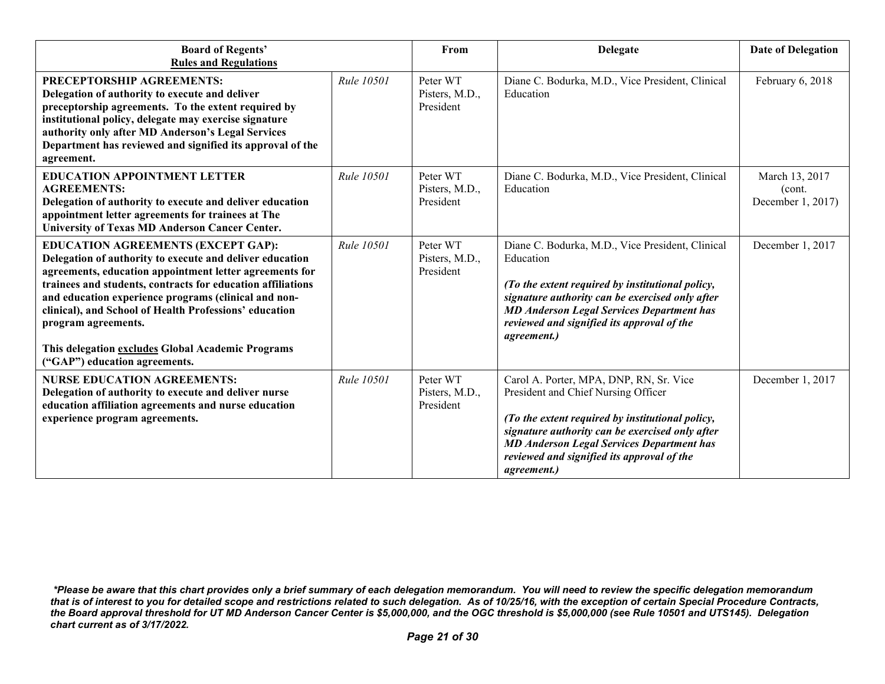| Board of Regents' Rules and Regulations | | From | Delegate | Date of Delegation |
|---|---|---|---|---|
| **PRECEPTORSHIP AGREEMENTS: Delegation of authority to execute and deliver preceptorship agreements. To the extent required by institutional policy, delegate may exercise signature authority only after MD Anderson's Legal Services Department has reviewed and signified its approval of the agreement.** | *Rule 10501* | Peter WT Pisters, M.D., President | Diane C. Bodurka, M.D., Vice President, Clinical Education | February 6, 2018 |
| **EDUCATION APPOINTMENT LETTER AGREEMENTS: Delegation of authority to execute and deliver education appointment letter agreements for trainees at The University of Texas MD Anderson Cancer Center.** | *Rule 10501* | Peter WT Pisters, M.D., President | Diane C. Bodurka, M.D., Vice President, Clinical Education | March 13, 2017 (cont. December 1, 2017) |
| **EDUCATION AGREEMENTS (EXCEPT GAP): Delegation of authority to execute and deliver education agreements, education appointment letter agreements for trainees and students, contracts for education affiliations and education experience programs (clinical and non-clinical), and School of Health Professions' education program agreements.**<br><br>**This delegation <u>excludes</u> Global Academic Programs ("GAP") education agreements.** | *Rule 10501* | Peter WT Pisters, M.D., President | Diane C. Bodurka, M.D., Vice President, Clinical Education<br><br>***(To the extent required by institutional policy, signature authority can be exercised only after MD Anderson Legal Services Department has reviewed and signified its approval of the agreement.)*** | December 1, 2017 |
| **NURSE EDUCATION AGREEMENTS: Delegation of authority to execute and deliver nurse education affiliation agreements and nurse education experience program agreements.** | *Rule 10501* | Peter WT Pisters, M.D., President | Carol A. Porter, MPA, DNP, RN, Sr. Vice President and Chief Nursing Officer<br><br>***(To the extent required by institutional policy, signature authority can be exercised only after MD Anderson Legal Services Department has reviewed and signified its approval of the agreement.)*** | December 1, 2017 |

***Please be aware that this chart provides only a brief summary of each delegation memorandum. You will need to review the specific delegation memorandum that is of interest to you for detailed scope and restrictions related to such delegation. As of 10/25/16, with the exception of certain Special Procedure Contracts, the Board approval threshold for UT MD Anderson Cancer Center is $5,000,000, and the OGC threshold is $5,000,000 (see Rule 10501 and UTS145). Delegation chart current as of 3/17/2022.***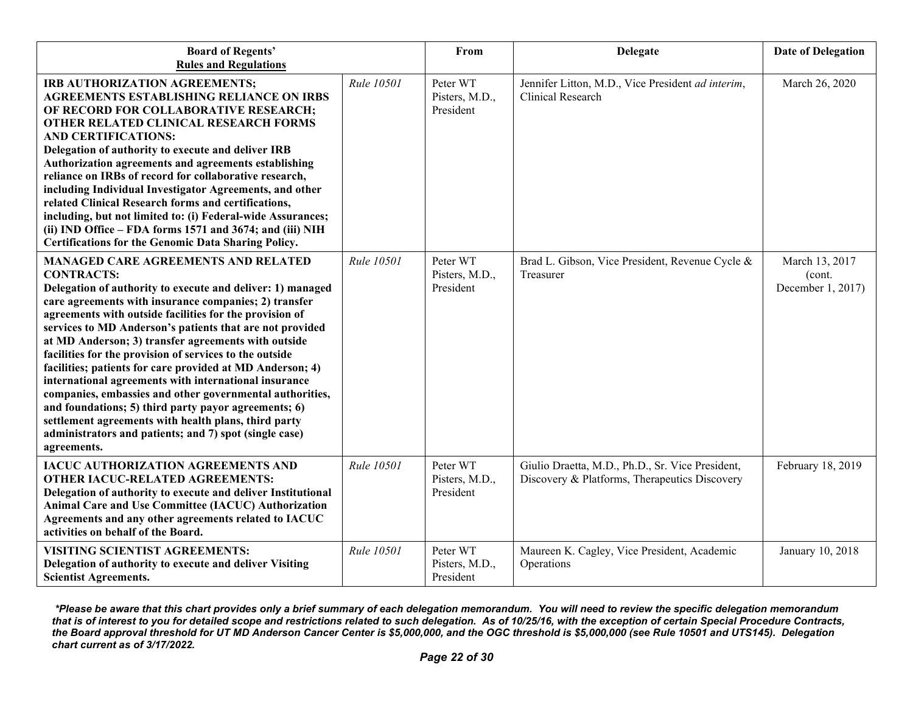| Board of Regents' Rules and Regulations | | From | Delegate | Date of Delegation |
|---|---|---|---|---|
| **IRB AUTHORIZATION AGREEMENTS; AGREEMENTS ESTABLISHING RELIANCE ON IRBS OF RECORD FOR COLLABORATIVE RESEARCH; OTHER RELATED CLINICAL RESEARCH FORMS AND CERTIFICATIONS: Delegation of authority to execute and deliver IRB Authorization agreements and agreements establishing reliance on IRBs of record for collaborative research, including Individual Investigator Agreements, and other related Clinical Research forms and certifications, including, but not limited to: (i) Federal-wide Assurances; (ii) IND Office – FDA forms 1571 and 3674; and (iii) NIH Certifications for the Genomic Data Sharing Policy.** | *Rule 10501* | Peter WT Pisters, M.D., President | Jennifer Litton, M.D., Vice President *ad interim*, Clinical Research | March 26, 2020 |
| **MANAGED CARE AGREEMENTS AND RELATED CONTRACTS: Delegation of authority to execute and deliver: 1) managed care agreements with insurance companies; 2) transfer agreements with outside facilities for the provision of services to MD Anderson's patients that are not provided at MD Anderson; 3) transfer agreements with outside facilities for the provision of services to the outside facilities; patients for care provided at MD Anderson; 4) international agreements with international insurance companies, embassies and other governmental authorities, and foundations; 5) third party payor agreements; 6) settlement agreements with health plans, third party administrators and patients; and 7) spot (single case) agreements.** | *Rule 10501* | Peter WT Pisters, M.D., President | Brad L. Gibson, Vice President, Revenue Cycle & Treasurer | March 13, 2017 (cont. December 1, 2017) |
| **IACUC AUTHORIZATION AGREEMENTS AND OTHER IACUC-RELATED AGREEMENTS: Delegation of authority to execute and deliver Institutional Animal Care and Use Committee (IACUC) Authorization Agreements and any other agreements related to IACUC activities on behalf of the Board.** | *Rule 10501* | Peter WT Pisters, M.D., President | Giulio Draetta, M.D., Ph.D., Sr. Vice President, Discovery & Platforms, Therapeutics Discovery | February 18, 2019 |
| **VISITING SCIENTIST AGREEMENTS: Delegation of authority to execute and deliver Visiting Scientist Agreements.** | *Rule 10501* | Peter WT Pisters, M.D., President | Maureen K. Cagley, Vice President, Academic Operations | January 10, 2018 |

***Please be aware that this chart provides only a brief summary of each delegation memorandum. You will need to review the specific delegation memorandum that is of interest to you for detailed scope and restrictions related to such delegation. As of 10/25/16, with the exception of certain Special Procedure Contracts, the Board approval threshold for UT MD Anderson Cancer Center is $5,000,000, and the OGC threshold is $5,000,000 (see Rule 10501 and UTS145). Delegation chart current as of 3/17/2022.***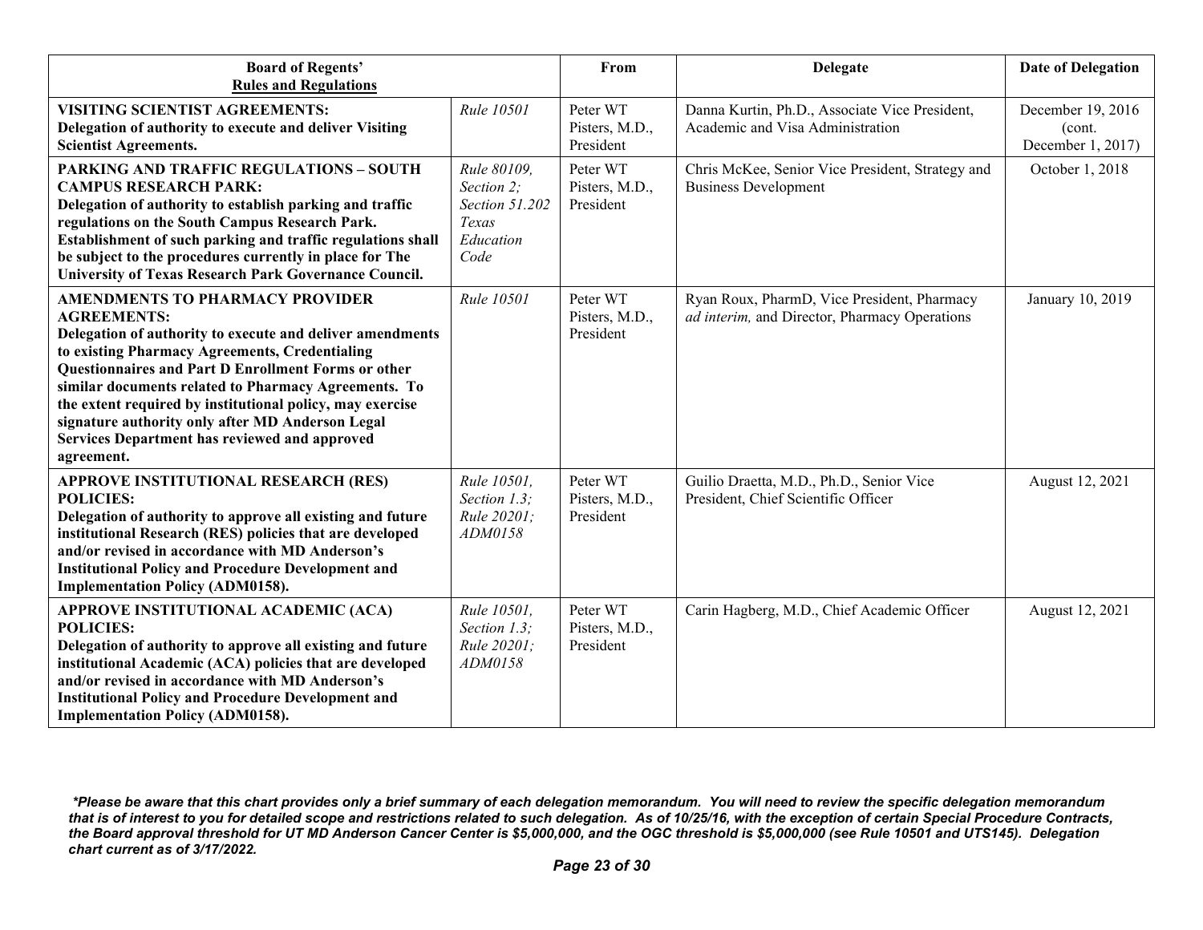| Board of Regents' Rules and Regulations | | From | Delegate | Date of Delegation |
|---|---|---|---|---|
| **VISITING SCIENTIST AGREEMENTS: Delegation of authority to execute and deliver Visiting Scientist Agreements.** | *Rule 10501* | Peter WT Pisters, M.D., President | Danna Kurtin, Ph.D., Associate Vice President, Academic and Visa Administration | December 19, 2016 (cont. December 1, 2017) |
| **PARKING AND TRAFFIC REGULATIONS – SOUTH CAMPUS RESEARCH PARK: Delegation of authority to establish parking and traffic regulations on the South Campus Research Park. Establishment of such parking and traffic regulations shall be subject to the procedures currently in place for The University of Texas Research Park Governance Council.** | *Rule 80109, Section 2; Section 51.202 Texas Education Code* | Peter WT Pisters, M.D., President | Chris McKee, Senior Vice President, Strategy and Business Development | October 1, 2018 |
| **AMENDMENTS TO PHARMACY PROVIDER AGREEMENTS: Delegation of authority to execute and deliver amendments to existing Pharmacy Agreements, Credentialing Questionnaires and Part D Enrollment Forms or other similar documents related to Pharmacy Agreements. To the extent required by institutional policy, may exercise signature authority only after MD Anderson Legal Services Department has reviewed and approved agreement.** | *Rule 10501* | Peter WT Pisters, M.D., President | Ryan Roux, PharmD, Vice President, Pharmacy *ad interim,* and Director, Pharmacy Operations | January 10, 2019 |
| **APPROVE INSTITUTIONAL RESEARCH (RES) POLICIES: Delegation of authority to approve all existing and future institutional Research (RES) policies that are developed and/or revised in accordance with MD Anderson's Institutional Policy and Procedure Development and Implementation Policy (ADM0158).** | *Rule 10501, Section 1.3; Rule 20201; ADM0158* | Peter WT Pisters, M.D., President | Guilio Draetta, M.D., Ph.D., Senior Vice President, Chief Scientific Officer | August 12, 2021 |
| **APPROVE INSTITUTIONAL ACADEMIC (ACA) POLICIES: Delegation of authority to approve all existing and future institutional Academic (ACA) policies that are developed and/or revised in accordance with MD Anderson's Institutional Policy and Procedure Development and Implementation Policy (ADM0158).** | *Rule 10501, Section 1.3; Rule 20201; ADM0158* | Peter WT Pisters, M.D., President | Carin Hagberg, M.D., Chief Academic Officer | August 12, 2021 |

***Please be aware that this chart provides only a brief summary of each delegation memorandum. You will need to review the specific delegation memorandum that is of interest to you for detailed scope and restrictions related to such delegation. As of 10/25/16, with the exception of certain Special Procedure Contracts, the Board approval threshold for UT MD Anderson Cancer Center is $5,000,000, and the OGC threshold is $5,000,000 (see Rule 10501 and UTS145). Delegation chart current as of 3/17/2022.***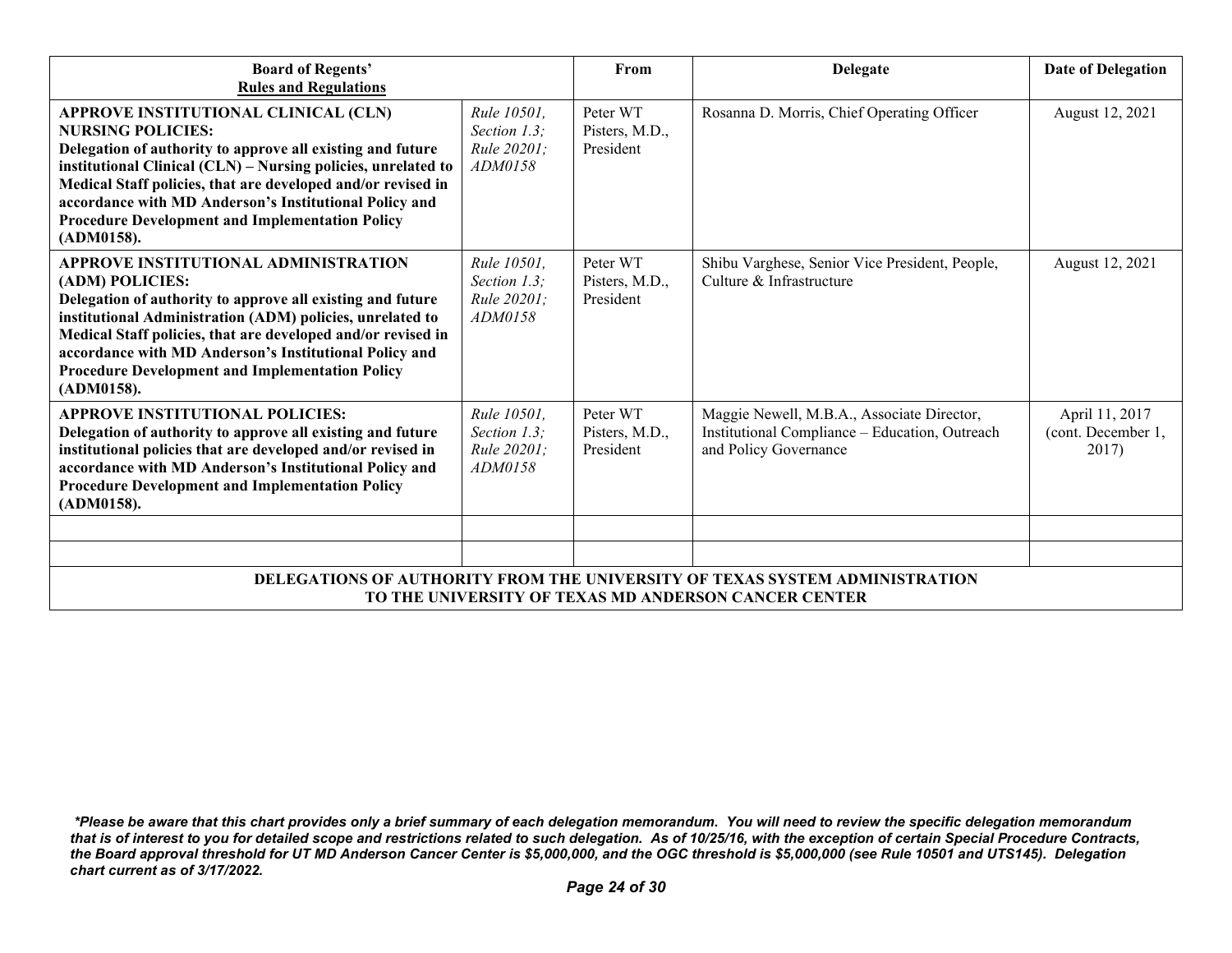| **Board of Regents' Rules and Regulations** | | From | Delegate | Date of Delegation |
|---|---|---|---|---|
| **APPROVE INSTITUTIONAL CLINICAL (CLN) NURSING POLICIES:** **Delegation of authority to approve all existing and future institutional Clinical (CLN) – Nursing policies, unrelated to Medical Staff policies, that are developed and/or revised in accordance with MD Anderson's Institutional Policy and Procedure Development and Implementation Policy (ADM0158).** | *Rule 10501, Section 1.3; Rule 20201; ADM0158* | Peter WT Pisters, M.D., President | Rosanna D. Morris, Chief Operating Officer | August 12, 2021 |
| **APPROVE INSTITUTIONAL ADMINISTRATION (ADM) POLICIES:** **Delegation of authority to approve all existing and future institutional Administration (ADM) policies, unrelated to Medical Staff policies, that are developed and/or revised in accordance with MD Anderson's Institutional Policy and Procedure Development and Implementation Policy (ADM0158).** | *Rule 10501, Section 1.3; Rule 20201; ADM0158* | Peter WT Pisters, M.D., President | Shibu Varghese, Senior Vice President, People, Culture & Infrastructure | August 12, 2021 |
| **APPROVE INSTITUTIONAL POLICIES:** **Delegation of authority to approve all existing and future institutional policies that are developed and/or revised in accordance with MD Anderson's Institutional Policy and Procedure Development and Implementation Policy (ADM0158).** | *Rule 10501, Section 1.3; Rule 20201; ADM0158* | Peter WT Pisters, M.D., President | Maggie Newell, M.B.A., Associate Director, Institutional Compliance – Education, Outreach and Policy Governance | April 11, 2017 (cont. December 1, 2017) |
| | | | | |
| | | | | |

**DELEGATIONS OF AUTHORITY FROM THE UNIVERSITY OF TEXAS SYSTEM ADMINISTRATION TO THE UNIVERSITY OF TEXAS MD ANDERSON CANCER CENTER**

***Please be aware that this chart provides only a brief summary of each delegation memorandum. You will need to review the specific delegation memorandum that is of interest to you for detailed scope and restrictions related to such delegation. As of 10/25/16, with the exception of certain Special Procedure Contracts, the Board approval threshold for UT MD Anderson Cancer Center is $5,000,000, and the OGC threshold is $5,000,000 (see Rule 10501 and UTS145). Delegation chart current as of 3/17/2022.***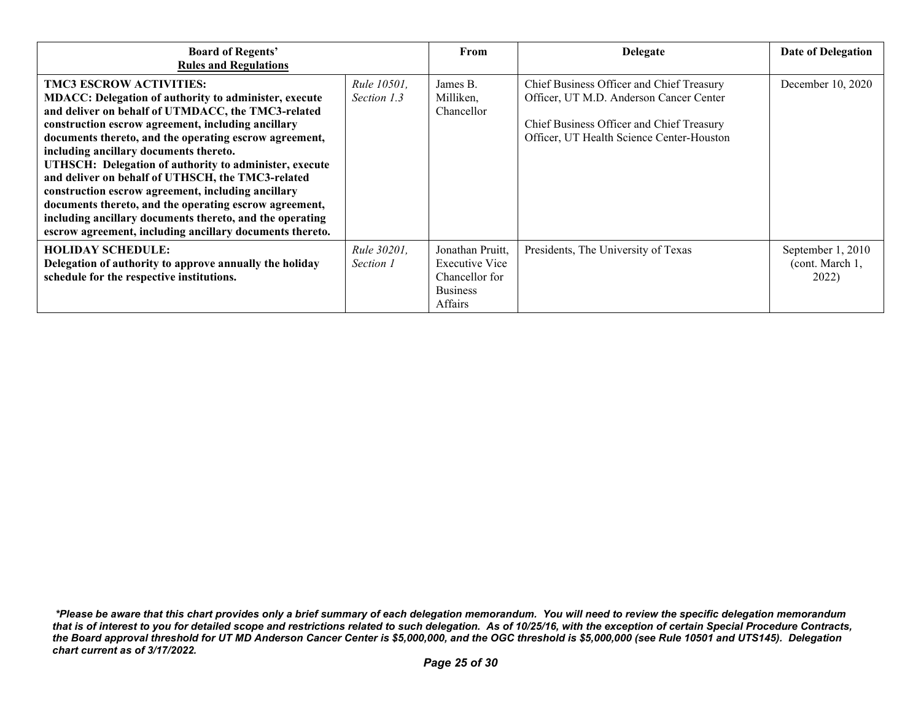| **Board of Regents' Rules and Regulations** | | **From** | **Delegate** | **Date of Delegation** |
|---|---|---|---|---|
| **TMC3 ESCROW ACTIVITIES:** **MDACC: Delegation of authority to administer, execute and deliver on behalf of UTMDACC, the TMC3-related construction escrow agreement, including ancillary documents thereto, and the operating escrow agreement, including ancillary documents thereto.** **UTHSCH: Delegation of authority to administer, execute and deliver on behalf of UTHSCH, the TMC3-related construction escrow agreement, including ancillary documents thereto, and the operating escrow agreement, including ancillary documents thereto, and the operating escrow agreement, including ancillary documents thereto.** | *Rule 10501, Section 1.3* | James B. Milliken, Chancellor | Chief Business Officer and Chief Treasury Officer, UT M.D. Anderson Cancer Center<br><br>Chief Business Officer and Chief Treasury Officer, UT Health Science Center-Houston | December 10, 2020 |
| **HOLIDAY SCHEDULE:** **Delegation of authority to approve annually the holiday schedule for the respective institutions.** | *Rule 30201, Section 1* | Jonathan Pruitt, Executive Vice Chancellor for Business Affairs | Presidents, The University of Texas | September 1, 2010 (cont. March 1, 2022) |

***Please be aware that this chart provides only a brief summary of each delegation memorandum. You will need to review the specific delegation memorandum that is of interest to you for detailed scope and restrictions related to such delegation. As of 10/25/16, with the exception of certain Special Procedure Contracts, the Board approval threshold for UT MD Anderson Cancer Center is $5,000,000, and the OGC threshold is $5,000,000 (see Rule 10501 and UTS145). Delegation chart current as of 3/17/2022.***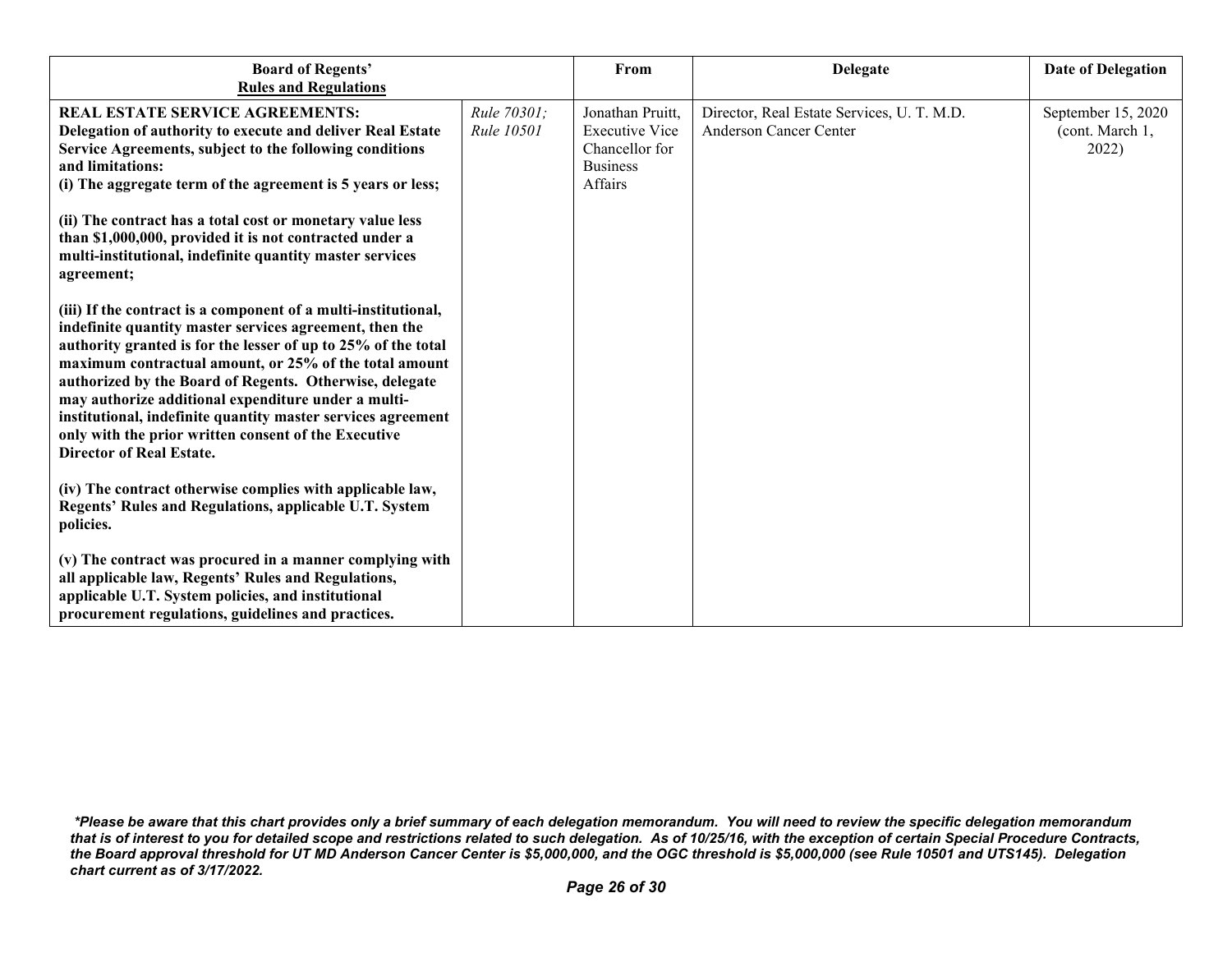| **Board of Regents' Rules and Regulations** | | **From** | **Delegate** | **Date of Delegation** |
|---|---|---|---|---|
| **REAL ESTATE SERVICE AGREEMENTS: Delegation of authority to execute and deliver Real Estate Service Agreements, subject to the following conditions and limitations:**<br>**(i) The aggregate term of the agreement is 5 years or less;**<br><br>**(ii) The contract has a total cost or monetary value less than $1,000,000, provided it is not contracted under a multi-institutional, indefinite quantity master services agreement;**<br><br>**(iii) If the contract is a component of a multi-institutional, indefinite quantity master services agreement, then the authority granted is for the lesser of up to 25% of the total maximum contractual amount, or 25% of the total amount authorized by the Board of Regents. Otherwise, delegate may authorize additional expenditure under a multi-institutional, indefinite quantity master services agreement only with the prior written consent of the Executive Director of Real Estate.**<br><br>**(iv) The contract otherwise complies with applicable law, Regents' Rules and Regulations, applicable U.T. System policies.**<br><br>**(v) The contract was procured in a manner complying with all applicable law, Regents' Rules and Regulations, applicable U.T. System policies, and institutional procurement regulations, guidelines and practices.** | *Rule 70301; Rule 10501* | Jonathan Pruitt, Executive Vice Chancellor for Business Affairs | Director, Real Estate Services, U. T. M.D. Anderson Cancer Center | September 15, 2020 (cont. March 1, 2022) |

***Please be aware that this chart provides only a brief summary of each delegation memorandum. You will need to review the specific delegation memorandum that is of interest to you for detailed scope and restrictions related to such delegation. As of 10/25/16, with the exception of certain Special Procedure Contracts, the Board approval threshold for UT MD Anderson Cancer Center is $5,000,000, and the OGC threshold is $5,000,000 (see Rule 10501 and UTS145). Delegation chart current as of 3/17/2022.***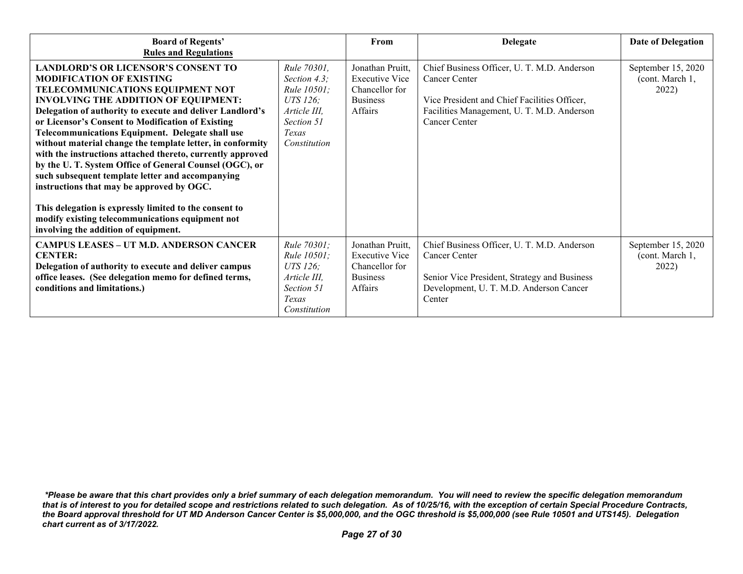| **Board of Regents' Rules and Regulations** | | **From** | **Delegate** | **Date of Delegation** |
|---|---|---|---|---|
| **LANDLORD'S OR LICENSOR'S CONSENT TO MODIFICATION OF EXISTING TELECOMMUNICATIONS EQUIPMENT NOT INVOLVING THE ADDITION OF EQUIPMENT: Delegation of authority to execute and deliver Landlord's or Licensor's Consent to Modification of Existing Telecommunications Equipment. Delegate shall use without material change the template letter, in conformity with the instructions attached thereto, currently approved by the U. T. System Office of General Counsel (OGC), or such subsequent template letter and accompanying instructions that may be approved by OGC.**<br><br>**This delegation is expressly limited to the consent to modify existing telecommunications equipment not involving the addition of equipment.** | *Rule 70301, Section 4.3; Rule 10501; UTS 126; Article III, Section 51 Texas Constitution* | Jonathan Pruitt, Executive Vice Chancellor for Business Affairs | Chief Business Officer, U. T. M.D. Anderson Cancer Center<br><br>Vice President and Chief Facilities Officer, Facilities Management, U. T. M.D. Anderson Cancer Center | September 15, 2020 (cont. March 1, 2022) |
| **CAMPUS LEASES – UT M.D. ANDERSON CANCER CENTER: Delegation of authority to execute and deliver campus office leases. (See delegation memo for defined terms, conditions and limitations.)** | *Rule 70301; Rule 10501; UTS 126; Article III, Section 51 Texas Constitution* | Jonathan Pruitt, Executive Vice Chancellor for Business Affairs | Chief Business Officer, U. T. M.D. Anderson Cancer Center<br><br>Senior Vice President, Strategy and Business Development, U. T. M.D. Anderson Cancer Center | September 15, 2020 (cont. March 1, 2022) |

***Please be aware that this chart provides only a brief summary of each delegation memorandum. You will need to review the specific delegation memorandum that is of interest to you for detailed scope and restrictions related to such delegation. As of 10/25/16, with the exception of certain Special Procedure Contracts, the Board approval threshold for UT MD Anderson Cancer Center is $5,000,000, and the OGC threshold is $5,000,000 (see Rule 10501 and UTS145). Delegation chart current as of 3/17/2022.***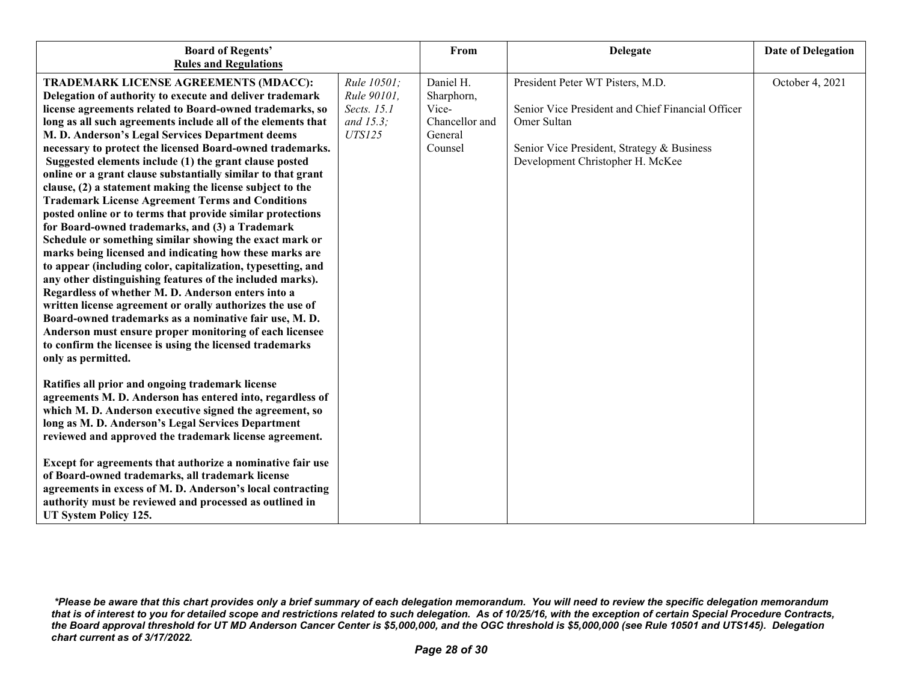| **Board of Regents' Rules and Regulations** | | From | Delegate | Date of Delegation |
|---|---|---|---|---|
| **TRADEMARK LICENSE AGREEMENTS (MDACC): Delegation of authority to execute and deliver trademark license agreements related to Board-owned trademarks, so long as all such agreements include all of the elements that M. D. Anderson's Legal Services Department deems necessary to protect the licensed Board-owned trademarks. Suggested elements include (1) the grant clause posted online or a grant clause substantially similar to that grant clause, (2) a statement making the license subject to the Trademark License Agreement Terms and Conditions posted online or to terms that provide similar protections for Board-owned trademarks, and (3) a Trademark Schedule or something similar showing the exact mark or marks being licensed and indicating how these marks are to appear (including color, capitalization, typesetting, and any other distinguishing features of the included marks). Regardless of whether M. D. Anderson enters into a written license agreement or orally authorizes the use of Board-owned trademarks as a nominative fair use, M. D. Anderson must ensure proper monitoring of each licensee to confirm the licensee is using the licensed trademarks only as permitted.**<br><br>**Ratifies all prior and ongoing trademark license agreements M. D. Anderson has entered into, regardless of which M. D. Anderson executive signed the agreement, so long as M. D. Anderson's Legal Services Department reviewed and approved the trademark license agreement.**<br><br>**Except for agreements that authorize a nominative fair use of Board-owned trademarks, all trademark license agreements in excess of M. D. Anderson's local contracting authority must be reviewed and processed as outlined in UT System Policy 125.** | *Rule 10501; Rule 90101, Sects. 15.1 and 15.3; UTS125* | Daniel H. Sharphorn, Vice-Chancellor and General Counsel | President Peter WT Pisters, M.D.<br><br>Senior Vice President and Chief Financial Officer Omer Sultan<br><br>Senior Vice President, Strategy & Business Development Christopher H. McKee | October 4, 2021 |

***Please be aware that this chart provides only a brief summary of each delegation memorandum. You will need to review the specific delegation memorandum that is of interest to you for detailed scope and restrictions related to such delegation. As of 10/25/16, with the exception of certain Special Procedure Contracts, the Board approval threshold for UT MD Anderson Cancer Center is $5,000,000, and the OGC threshold is $5,000,000 (see Rule 10501 and UTS145). Delegation chart current as of 3/17/2022.***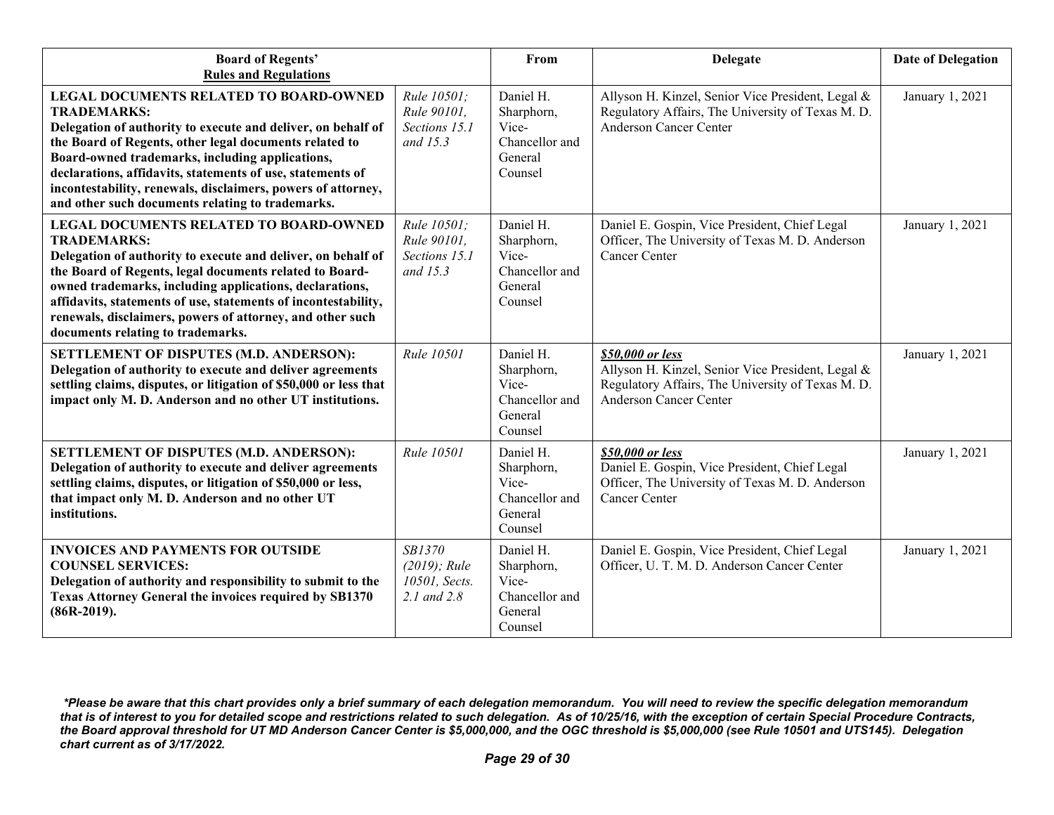| **Board of Regents' Rules and Regulations** | | From | Delegate | Date of Delegation |
|---|---|---|---|---|
| **LEGAL DOCUMENTS RELATED TO BOARD-OWNED TRADEMARKS: Delegation of authority to execute and deliver, on behalf of the Board of Regents, other legal documents related to Board-owned trademarks, including applications, declarations, affidavits, statements of use, statements of incontestability, renewals, disclaimers, powers of attorney, and other such documents relating to trademarks.** | *Rule 10501; Rule 90101, Sections 15.1 and 15.3* | Daniel H. Sharphorn, Vice-Chancellor and General Counsel | Allyson H. Kinzel, Senior Vice President, Legal & Regulatory Affairs, The University of Texas M. D. Anderson Cancer Center | January 1, 2021 |
| **LEGAL DOCUMENTS RELATED TO BOARD-OWNED TRADEMARKS: Delegation of authority to execute and deliver, on behalf of the Board of Regents, legal documents related to Board-owned trademarks, including applications, declarations, affidavits, statements of use, statements of incontestability, renewals, disclaimers, powers of attorney, and other such documents relating to trademarks.** | *Rule 10501; Rule 90101, Sections 15.1 and 15.3* | Daniel H. Sharphorn, Vice-Chancellor and General Counsel | Daniel E. Gospin, Vice President, Chief Legal Officer, The University of Texas M. D. Anderson Cancer Center | January 1, 2021 |
| **SETTLEMENT OF DISPUTES (M.D. ANDERSON): Delegation of authority to execute and deliver agreements settling claims, disputes, or litigation of $50,000 or less that impact only M. D. Anderson and no other UT institutions.** | *Rule 10501* | Daniel H. Sharphorn, Vice-Chancellor and General Counsel | ***$50,000 or less*** Allyson H. Kinzel, Senior Vice President, Legal & Regulatory Affairs, The University of Texas M. D. Anderson Cancer Center | January 1, 2021 |
| **SETTLEMENT OF DISPUTES (M.D. ANDERSON): Delegation of authority to execute and deliver agreements settling claims, disputes, or litigation of $50,000 or less, that impact only M. D. Anderson and no other UT institutions.** | *Rule 10501* | Daniel H. Sharphorn, Vice-Chancellor and General Counsel | ***$50,000 or less*** Daniel E. Gospin, Vice President, Chief Legal Officer, The University of Texas M. D. Anderson Cancer Center | January 1, 2021 |
| **INVOICES AND PAYMENTS FOR OUTSIDE COUNSEL SERVICES: Delegation of authority and responsibility to submit to the Texas Attorney General the invoices required by SB1370 (86R-2019).** | *SB1370 (2019); Rule 10501, Sects. 2.1 and 2.8* | Daniel H. Sharphorn, Vice-Chancellor and General Counsel | Daniel E. Gospin, Vice President, Chief Legal Officer, U. T. M. D. Anderson Cancer Center | January 1, 2021 |

***Please be aware that this chart provides only a brief summary of each delegation memorandum. You will need to review the specific delegation memorandum that is of interest to you for detailed scope and restrictions related to such delegation. As of 10/25/16, with the exception of certain Special Procedure Contracts, the Board approval threshold for UT MD Anderson Cancer Center is $5,000,000, and the OGC threshold is $5,000,000 (see Rule 10501 and UTS145). Delegation chart current as of 3/17/2022.***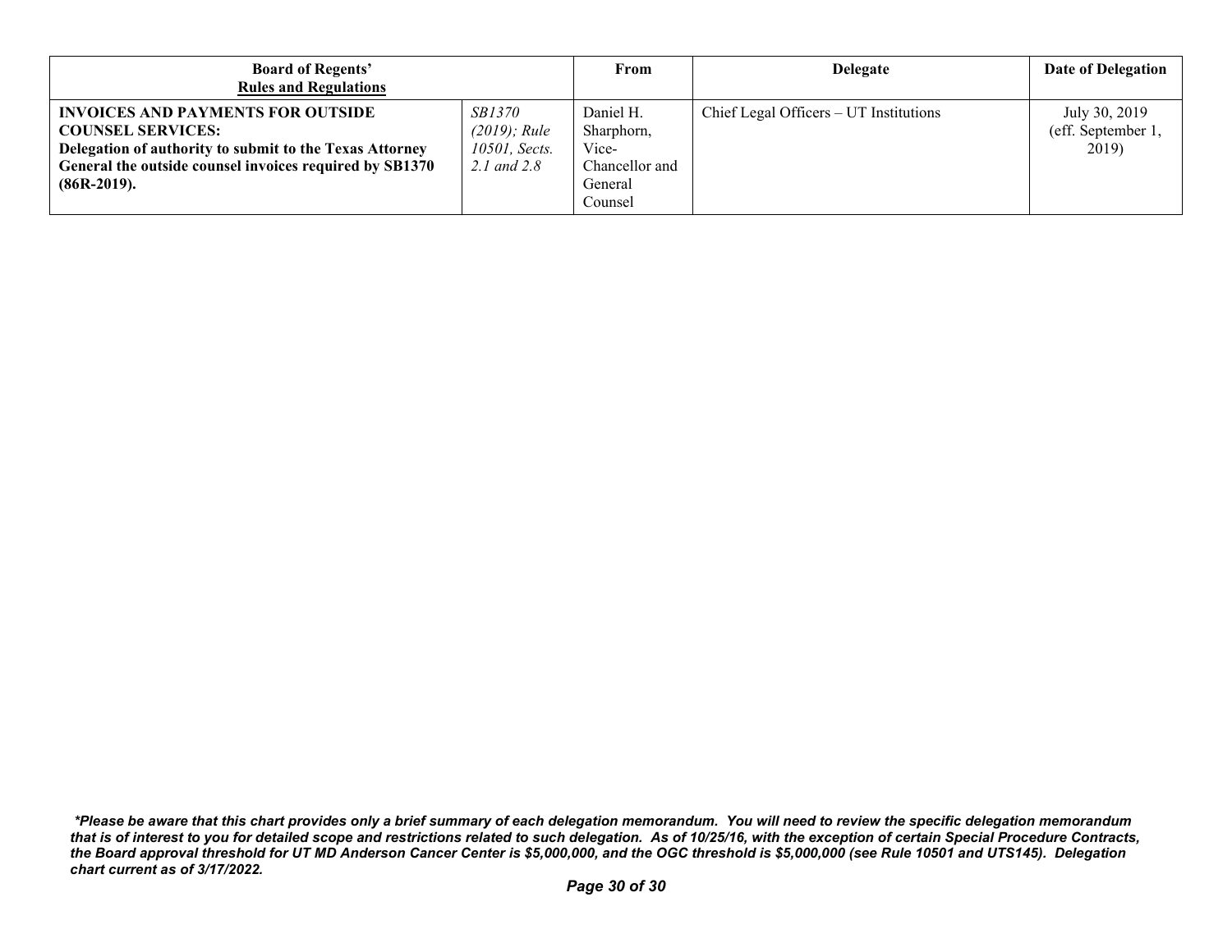| Board of Regents' Rules and Regulations | | From | Delegate | Date of Delegation |
|---|---|---|---|---|
| **INVOICES AND PAYMENTS FOR OUTSIDE COUNSEL SERVICES: Delegation of authority to submit to the Texas Attorney General the outside counsel invoices required by SB1370 (86R-2019).** | *SB1370 (2019); Rule 10501, Sects. 2.1 and 2.8* | Daniel H. Sharphorn, Vice-Chancellor and General Counsel | Chief Legal Officers – UT Institutions | July 30, 2019 (eff. September 1, 2019) |

***Please be aware that this chart provides only a brief summary of each delegation memorandum. You will need to review the specific delegation memorandum that is of interest to you for detailed scope and restrictions related to such delegation. As of 10/25/16, with the exception of certain Special Procedure Contracts, the Board approval threshold for UT MD Anderson Cancer Center is $5,000,000, and the OGC threshold is $5,000,000 (see Rule 10501 and UTS145). Delegation chart current as of 3/17/2022.***